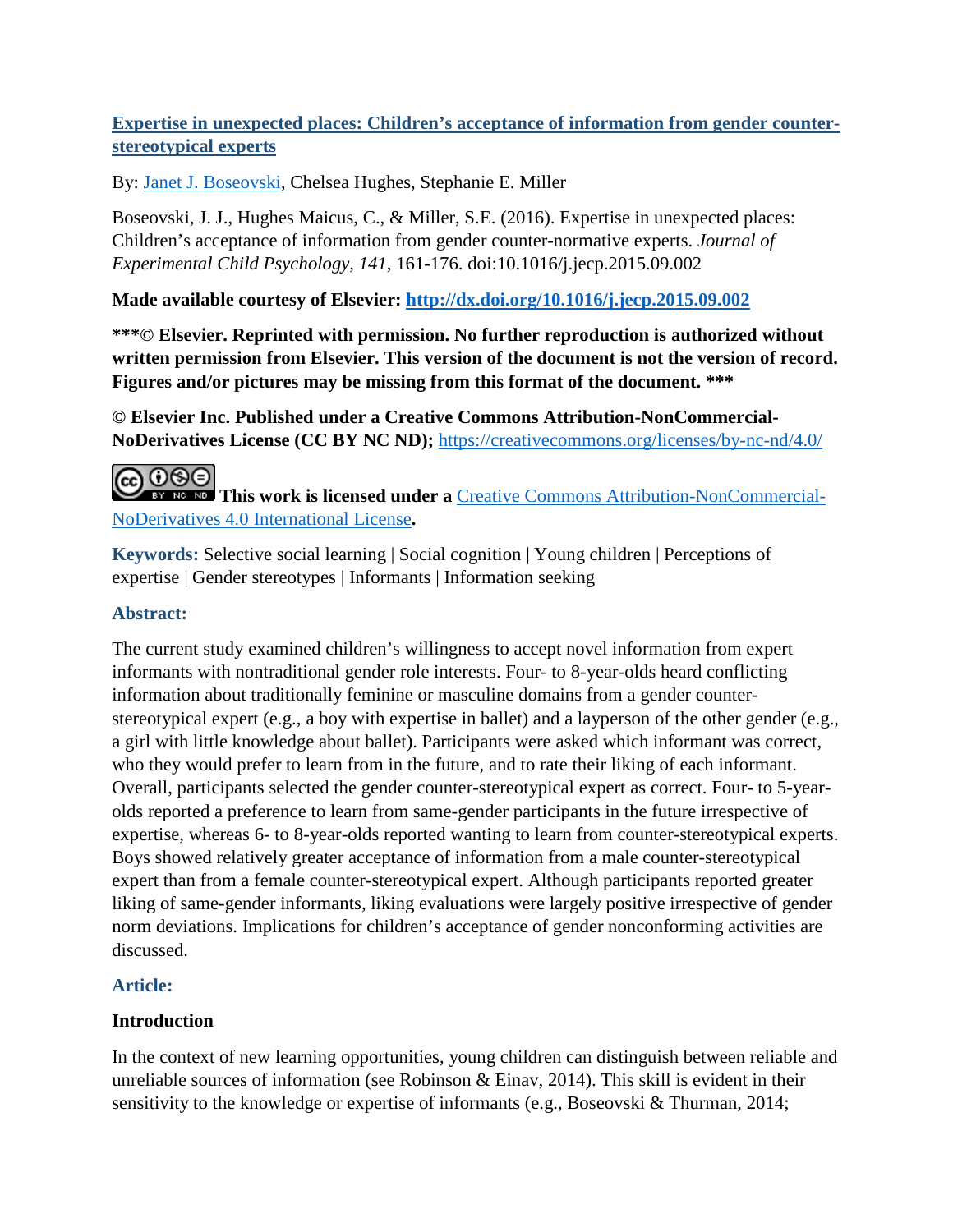**[Expertise in unexpected places: Children's acceptance of information from gender counter-stereotypical experts](#)**

By: [Janet J. Boseovski](#), Chelsea Hughes, Stephanie E. Miller

Boseovski, J. J., Hughes Maicus, C., & Miller, S.E. (2016). Expertise in unexpected places: Children's acceptance of information from gender counter-normative experts. *Journal of Experimental Child Psychology, 141*, 161-176. doi:10.1016/j.jecp.2015.09.002

**Made available courtesy of Elsevier: [http://dx.doi.org/10.1016/j.jecp.2015.09.002](http://dx.doi.org/10.1016/j.jecp.2015.09.002)**

**\*\*\*© Elsevier. Reprinted with permission. No further reproduction is authorized without written permission from Elsevier. This version of the document is not the version of record. Figures and/or pictures may be missing from this format of the document. \*\*\***

**© Elsevier Inc. Published under a Creative Commons Attribution-NonCommercial-NoDerivatives License (CC BY NC ND);** [https://creativecommons.org/licenses/by-nc-nd/4.0/](https://creativecommons.org/licenses/by-nc-nd/4.0/)

**This work is licensed under a** [Creative Commons Attribution-NonCommercial-NoDerivatives 4.0 International License](https://creativecommons.org/licenses/by-nc-nd/4.0/)**.**

**Keywords:** Selective social learning | Social cognition | Young children | Perceptions of expertise | Gender stereotypes | Informants | Information seeking

### Abstract:

The current study examined children's willingness to accept novel information from expert informants with nontraditional gender role interests. Four- to 8-year-olds heard conflicting information about traditionally feminine or masculine domains from a gender counter-stereotypical expert (e.g., a boy with expertise in ballet) and a layperson of the other gender (e.g., a girl with little knowledge about ballet). Participants were asked which informant was correct, who they would prefer to learn from in the future, and to rate their liking of each informant. Overall, participants selected the gender counter-stereotypical expert as correct. Four- to 5-year-olds reported a preference to learn from same-gender participants in the future irrespective of expertise, whereas 6- to 8-year-olds reported wanting to learn from counter-stereotypical experts. Boys showed relatively greater acceptance of information from a male counter-stereotypical expert than from a female counter-stereotypical expert. Although participants reported greater liking of same-gender informants, liking evaluations were largely positive irrespective of gender norm deviations. Implications for children's acceptance of gender nonconforming activities are discussed.

### Article:

#### Introduction

In the context of new learning opportunities, young children can distinguish between reliable and unreliable sources of information (see Robinson & Einav, 2014). This skill is evident in their sensitivity to the knowledge or expertise of informants (e.g., Boseovski & Thurman, 2014;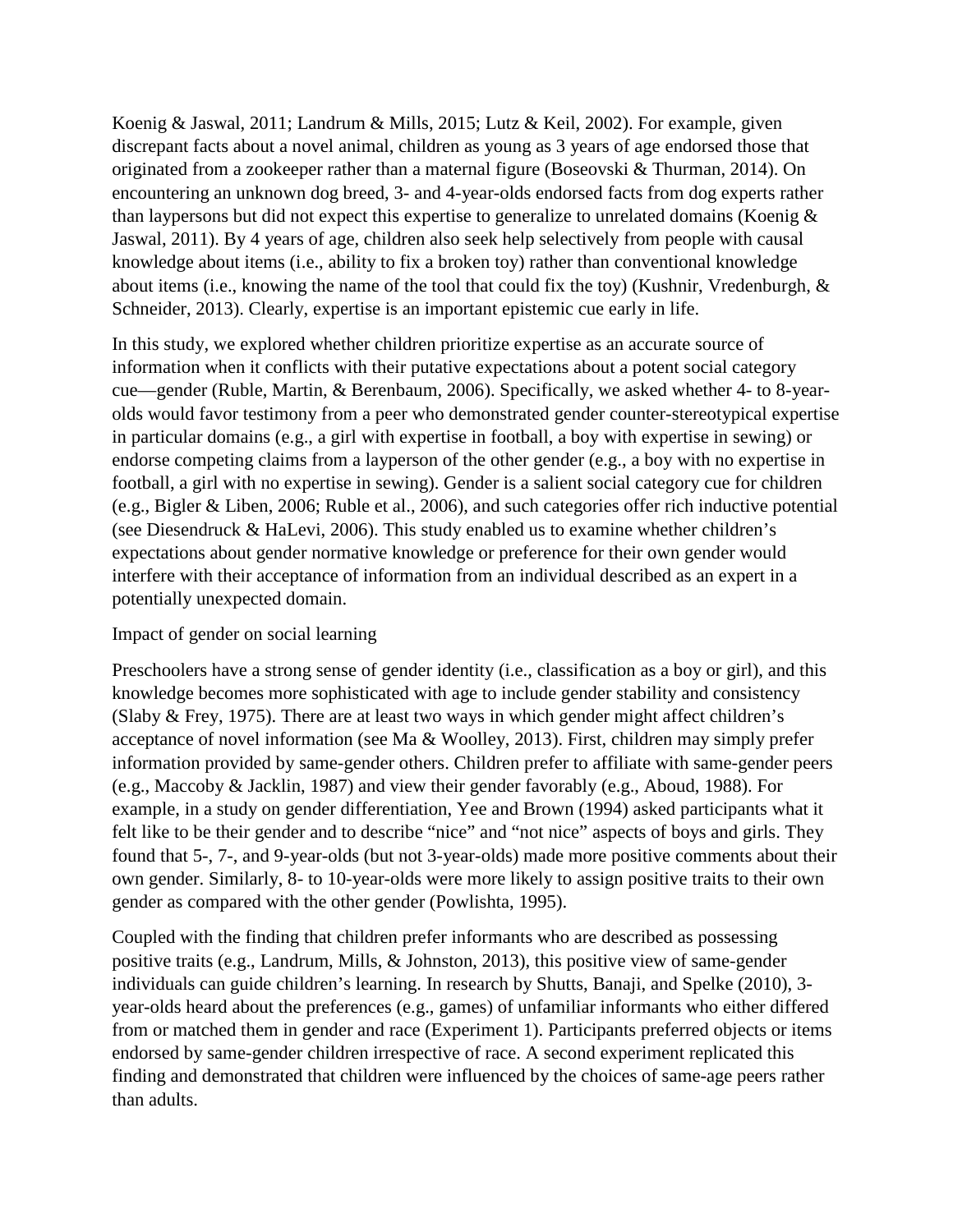Koenig & Jaswal, 2011; Landrum & Mills, 2015; Lutz & Keil, 2002). For example, given discrepant facts about a novel animal, children as young as 3 years of age endorsed those that originated from a zookeeper rather than a maternal figure (Boseovski & Thurman, 2014). On encountering an unknown dog breed, 3- and 4-year-olds endorsed facts from dog experts rather than laypersons but did not expect this expertise to generalize to unrelated domains (Koenig & Jaswal, 2011). By 4 years of age, children also seek help selectively from people with causal knowledge about items (i.e., ability to fix a broken toy) rather than conventional knowledge about items (i.e., knowing the name of the tool that could fix the toy) (Kushnir, Vredenburgh, & Schneider, 2013). Clearly, expertise is an important epistemic cue early in life.

In this study, we explored whether children prioritize expertise as an accurate source of information when it conflicts with their putative expectations about a potent social category cue—gender (Ruble, Martin, & Berenbaum, 2006). Specifically, we asked whether 4- to 8-year-olds would favor testimony from a peer who demonstrated gender counter-stereotypical expertise in particular domains (e.g., a girl with expertise in football, a boy with expertise in sewing) or endorse competing claims from a layperson of the other gender (e.g., a boy with no expertise in football, a girl with no expertise in sewing). Gender is a salient social category cue for children (e.g., Bigler & Liben, 2006; Ruble et al., 2006), and such categories offer rich inductive potential (see Diesendruck & HaLevi, 2006). This study enabled us to examine whether children's expectations about gender normative knowledge or preference for their own gender would interfere with their acceptance of information from an individual described as an expert in a potentially unexpected domain.

## Impact of gender on social learning

Preschoolers have a strong sense of gender identity (i.e., classification as a boy or girl), and this knowledge becomes more sophisticated with age to include gender stability and consistency (Slaby & Frey, 1975). There are at least two ways in which gender might affect children's acceptance of novel information (see Ma & Woolley, 2013). First, children may simply prefer information provided by same-gender others. Children prefer to affiliate with same-gender peers (e.g., Maccoby & Jacklin, 1987) and view their gender favorably (e.g., Aboud, 1988). For example, in a study on gender differentiation, Yee and Brown (1994) asked participants what it felt like to be their gender and to describe "nice" and "not nice" aspects of boys and girls. They found that 5-, 7-, and 9-year-olds (but not 3-year-olds) made more positive comments about their own gender. Similarly, 8- to 10-year-olds were more likely to assign positive traits to their own gender as compared with the other gender (Powlishta, 1995).

Coupled with the finding that children prefer informants who are described as possessing positive traits (e.g., Landrum, Mills, & Johnston, 2013), this positive view of same-gender individuals can guide children's learning. In research by Shutts, Banaji, and Spelke (2010), 3-year-olds heard about the preferences (e.g., games) of unfamiliar informants who either differed from or matched them in gender and race (Experiment 1). Participants preferred objects or items endorsed by same-gender children irrespective of race. A second experiment replicated this finding and demonstrated that children were influenced by the choices of same-age peers rather than adults.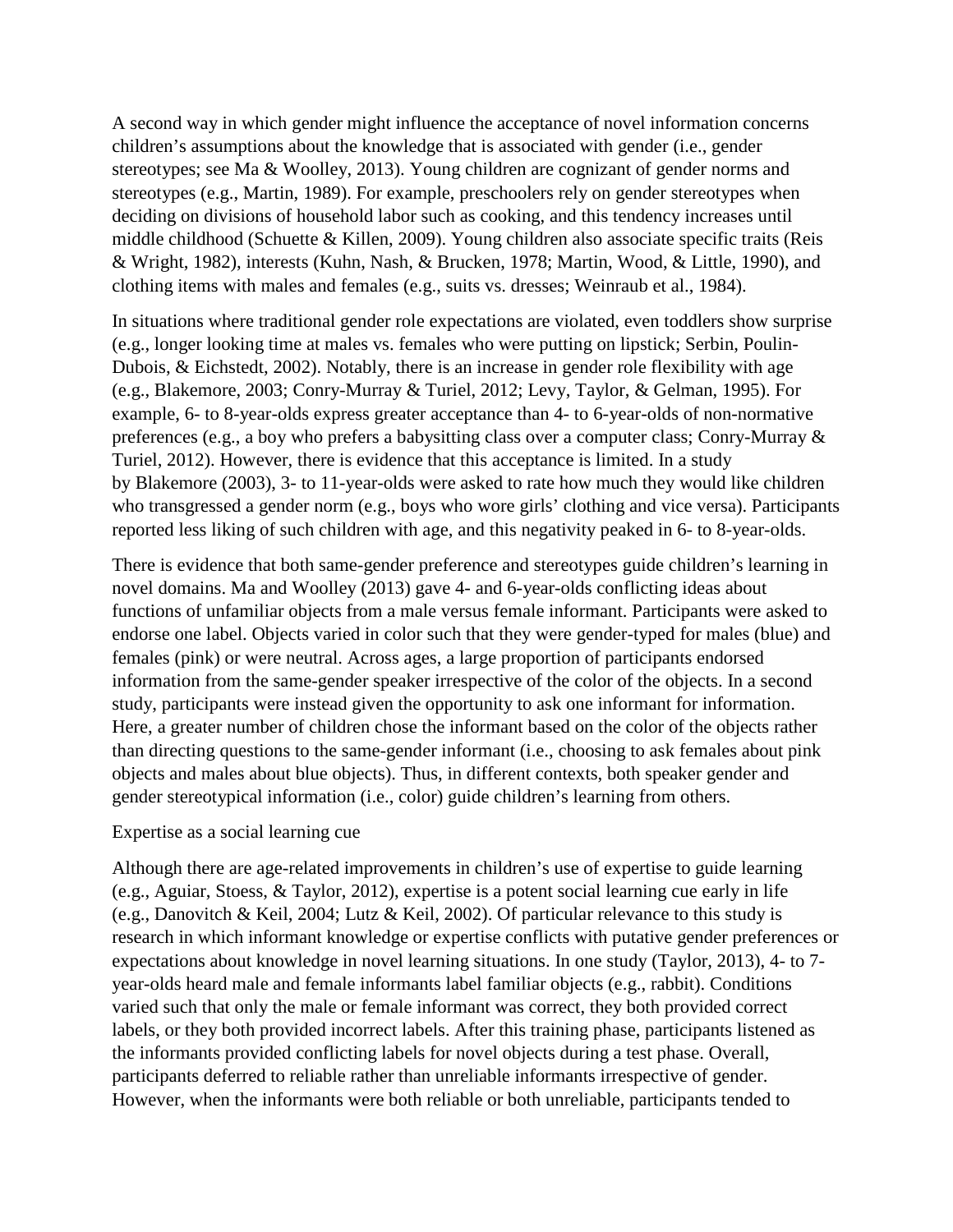A second way in which gender might influence the acceptance of novel information concerns children's assumptions about the knowledge that is associated with gender (i.e., gender stereotypes; see Ma & Woolley, 2013). Young children are cognizant of gender norms and stereotypes (e.g., Martin, 1989). For example, preschoolers rely on gender stereotypes when deciding on divisions of household labor such as cooking, and this tendency increases until middle childhood (Schuette & Killen, 2009). Young children also associate specific traits (Reis & Wright, 1982), interests (Kuhn, Nash, & Brucken, 1978; Martin, Wood, & Little, 1990), and clothing items with males and females (e.g., suits vs. dresses; Weinraub et al., 1984).

In situations where traditional gender role expectations are violated, even toddlers show surprise (e.g., longer looking time at males vs. females who were putting on lipstick; Serbin, Poulin-Dubois, & Eichstedt, 2002). Notably, there is an increase in gender role flexibility with age (e.g., Blakemore, 2003; Conry-Murray & Turiel, 2012; Levy, Taylor, & Gelman, 1995). For example, 6- to 8-year-olds express greater acceptance than 4- to 6-year-olds of non-normative preferences (e.g., a boy who prefers a babysitting class over a computer class; Conry-Murray & Turiel, 2012). However, there is evidence that this acceptance is limited. In a study by Blakemore (2003), 3- to 11-year-olds were asked to rate how much they would like children who transgressed a gender norm (e.g., boys who wore girls' clothing and vice versa). Participants reported less liking of such children with age, and this negativity peaked in 6- to 8-year-olds.

There is evidence that both same-gender preference and stereotypes guide children's learning in novel domains. Ma and Woolley (2013) gave 4- and 6-year-olds conflicting ideas about functions of unfamiliar objects from a male versus female informant. Participants were asked to endorse one label. Objects varied in color such that they were gender-typed for males (blue) and females (pink) or were neutral. Across ages, a large proportion of participants endorsed information from the same-gender speaker irrespective of the color of the objects. In a second study, participants were instead given the opportunity to ask one informant for information. Here, a greater number of children chose the informant based on the color of the objects rather than directing questions to the same-gender informant (i.e., choosing to ask females about pink objects and males about blue objects). Thus, in different contexts, both speaker gender and gender stereotypical information (i.e., color) guide children's learning from others.

## Expertise as a social learning cue

Although there are age-related improvements in children's use of expertise to guide learning (e.g., Aguiar, Stoess, & Taylor, 2012), expertise is a potent social learning cue early in life (e.g., Danovitch & Keil, 2004; Lutz & Keil, 2002). Of particular relevance to this study is research in which informant knowledge or expertise conflicts with putative gender preferences or expectations about knowledge in novel learning situations. In one study (Taylor, 2013), 4- to 7-year-olds heard male and female informants label familiar objects (e.g., rabbit). Conditions varied such that only the male or female informant was correct, they both provided correct labels, or they both provided incorrect labels. After this training phase, participants listened as the informants provided conflicting labels for novel objects during a test phase. Overall, participants deferred to reliable rather than unreliable informants irrespective of gender. However, when the informants were both reliable or both unreliable, participants tended to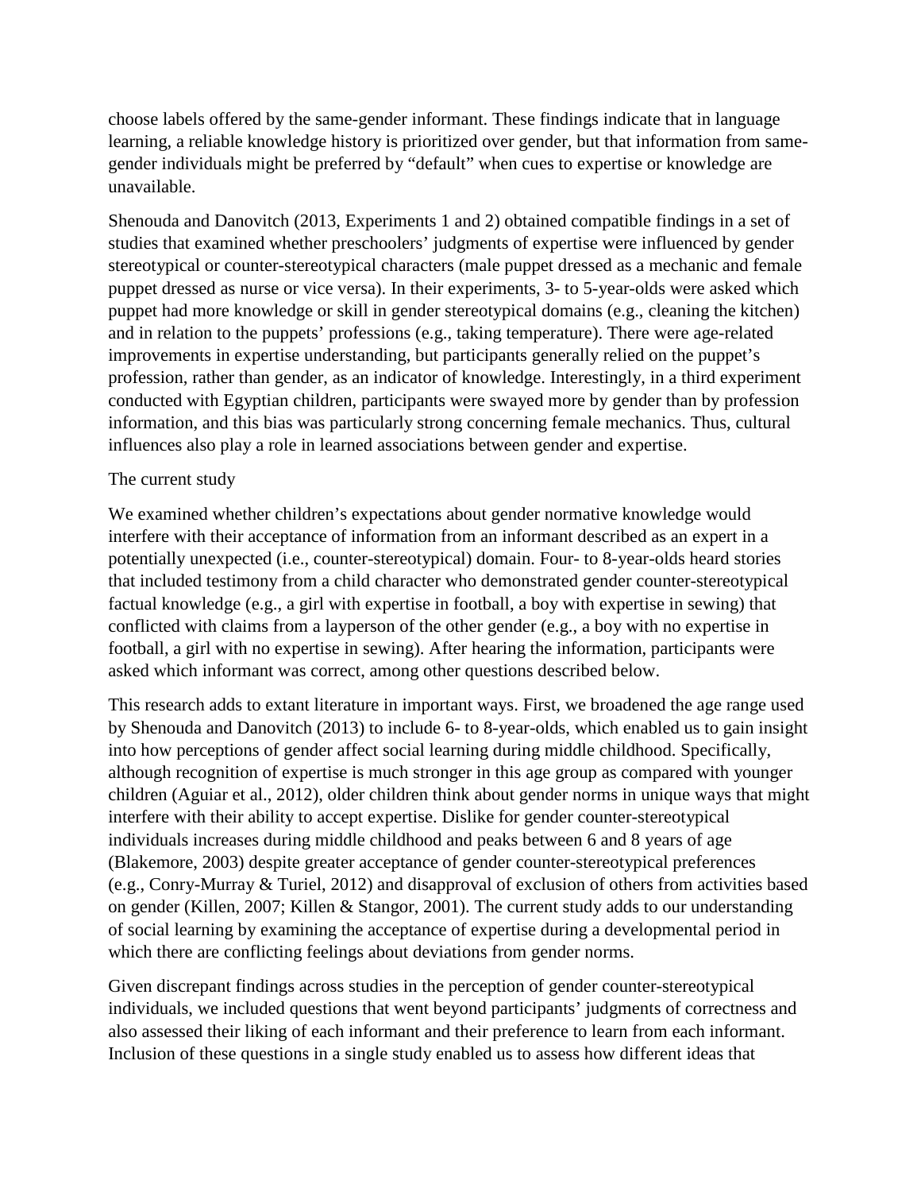choose labels offered by the same-gender informant. These findings indicate that in language learning, a reliable knowledge history is prioritized over gender, but that information from same-gender individuals might be preferred by "default" when cues to expertise or knowledge are unavailable.

Shenouda and Danovitch (2013, Experiments 1 and 2) obtained compatible findings in a set of studies that examined whether preschoolers' judgments of expertise were influenced by gender stereotypical or counter-stereotypical characters (male puppet dressed as a mechanic and female puppet dressed as nurse or vice versa). In their experiments, 3- to 5-year-olds were asked which puppet had more knowledge or skill in gender stereotypical domains (e.g., cleaning the kitchen) and in relation to the puppets' professions (e.g., taking temperature). There were age-related improvements in expertise understanding, but participants generally relied on the puppet's profession, rather than gender, as an indicator of knowledge. Interestingly, in a third experiment conducted with Egyptian children, participants were swayed more by gender than by profession information, and this bias was particularly strong concerning female mechanics. Thus, cultural influences also play a role in learned associations between gender and expertise.

## The current study

We examined whether children's expectations about gender normative knowledge would interfere with their acceptance of information from an informant described as an expert in a potentially unexpected (i.e., counter-stereotypical) domain. Four- to 8-year-olds heard stories that included testimony from a child character who demonstrated gender counter-stereotypical factual knowledge (e.g., a girl with expertise in football, a boy with expertise in sewing) that conflicted with claims from a layperson of the other gender (e.g., a boy with no expertise in football, a girl with no expertise in sewing). After hearing the information, participants were asked which informant was correct, among other questions described below.

This research adds to extant literature in important ways. First, we broadened the age range used by Shenouda and Danovitch (2013) to include 6- to 8-year-olds, which enabled us to gain insight into how perceptions of gender affect social learning during middle childhood. Specifically, although recognition of expertise is much stronger in this age group as compared with younger children (Aguiar et al., 2012), older children think about gender norms in unique ways that might interfere with their ability to accept expertise. Dislike for gender counter-stereotypical individuals increases during middle childhood and peaks between 6 and 8 years of age (Blakemore, 2003) despite greater acceptance of gender counter-stereotypical preferences (e.g., Conry-Murray & Turiel, 2012) and disapproval of exclusion of others from activities based on gender (Killen, 2007; Killen & Stangor, 2001). The current study adds to our understanding of social learning by examining the acceptance of expertise during a developmental period in which there are conflicting feelings about deviations from gender norms.

Given discrepant findings across studies in the perception of gender counter-stereotypical individuals, we included questions that went beyond participants' judgments of correctness and also assessed their liking of each informant and their preference to learn from each informant. Inclusion of these questions in a single study enabled us to assess how different ideas that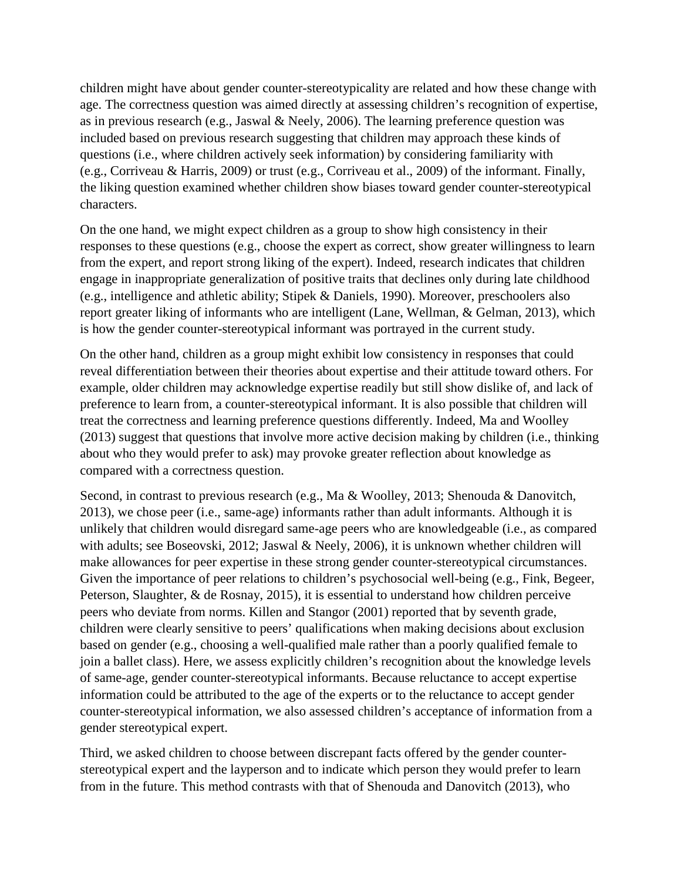children might have about gender counter-stereotypicality are related and how these change with age. The correctness question was aimed directly at assessing children's recognition of expertise, as in previous research (e.g., Jaswal & Neely, 2006). The learning preference question was included based on previous research suggesting that children may approach these kinds of questions (i.e., where children actively seek information) by considering familiarity with (e.g., Corriveau & Harris, 2009) or trust (e.g., Corriveau et al., 2009) of the informant. Finally, the liking question examined whether children show biases toward gender counter-stereotypical characters.

On the one hand, we might expect children as a group to show high consistency in their responses to these questions (e.g., choose the expert as correct, show greater willingness to learn from the expert, and report strong liking of the expert). Indeed, research indicates that children engage in inappropriate generalization of positive traits that declines only during late childhood (e.g., intelligence and athletic ability; Stipek & Daniels, 1990). Moreover, preschoolers also report greater liking of informants who are intelligent (Lane, Wellman, & Gelman, 2013), which is how the gender counter-stereotypical informant was portrayed in the current study.

On the other hand, children as a group might exhibit low consistency in responses that could reveal differentiation between their theories about expertise and their attitude toward others. For example, older children may acknowledge expertise readily but still show dislike of, and lack of preference to learn from, a counter-stereotypical informant. It is also possible that children will treat the correctness and learning preference questions differently. Indeed, Ma and Woolley (2013) suggest that questions that involve more active decision making by children (i.e., thinking about who they would prefer to ask) may provoke greater reflection about knowledge as compared with a correctness question.

Second, in contrast to previous research (e.g., Ma & Woolley, 2013; Shenouda & Danovitch, 2013), we chose peer (i.e., same-age) informants rather than adult informants. Although it is unlikely that children would disregard same-age peers who are knowledgeable (i.e., as compared with adults; see Boseovski, 2012; Jaswal & Neely, 2006), it is unknown whether children will make allowances for peer expertise in these strong gender counter-stereotypical circumstances. Given the importance of peer relations to children's psychosocial well-being (e.g., Fink, Begeer, Peterson, Slaughter, & de Rosnay, 2015), it is essential to understand how children perceive peers who deviate from norms. Killen and Stangor (2001) reported that by seventh grade, children were clearly sensitive to peers' qualifications when making decisions about exclusion based on gender (e.g., choosing a well-qualified male rather than a poorly qualified female to join a ballet class). Here, we assess explicitly children's recognition about the knowledge levels of same-age, gender counter-stereotypical informants. Because reluctance to accept expertise information could be attributed to the age of the experts or to the reluctance to accept gender counter-stereotypical information, we also assessed children's acceptance of information from a gender stereotypical expert.

Third, we asked children to choose between discrepant facts offered by the gender counter-stereotypical expert and the layperson and to indicate which person they would prefer to learn from in the future. This method contrasts with that of Shenouda and Danovitch (2013), who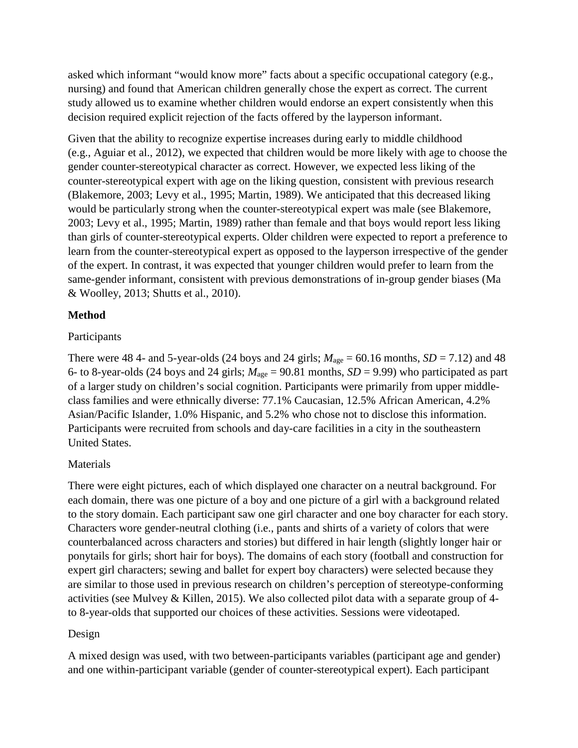asked which informant "would know more" facts about a specific occupational category (e.g., nursing) and found that American children generally chose the expert as correct. The current study allowed us to examine whether children would endorse an expert consistently when this decision required explicit rejection of the facts offered by the layperson informant.

Given that the ability to recognize expertise increases during early to middle childhood (e.g., Aguiar et al., 2012), we expected that children would be more likely with age to choose the gender counter-stereotypical character as correct. However, we expected less liking of the counter-stereotypical expert with age on the liking question, consistent with previous research (Blakemore, 2003; Levy et al., 1995; Martin, 1989). We anticipated that this decreased liking would be particularly strong when the counter-stereotypical expert was male (see Blakemore, 2003; Levy et al., 1995; Martin, 1989) rather than female and that boys would report less liking than girls of counter-stereotypical experts. Older children were expected to report a preference to learn from the counter-stereotypical expert as opposed to the layperson irrespective of the gender of the expert. In contrast, it was expected that younger children would prefer to learn from the same-gender informant, consistent with previous demonstrations of in-group gender biases (Ma & Woolley, 2013; Shutts et al., 2010).

## Method

### Participants

There were 48 4- and 5-year-olds (24 boys and 24 girls; $M_{age}$ = 60.16 months, $SD$ = 7.12) and 48 6- to 8-year-olds (24 boys and 24 girls; $M_{age}$ = 90.81 months, $SD$ = 9.99) who participated as part of a larger study on children's social cognition. Participants were primarily from upper middle-class families and were ethnically diverse: 77.1% Caucasian, 12.5% African American, 4.2% Asian/Pacific Islander, 1.0% Hispanic, and 5.2% who chose not to disclose this information. Participants were recruited from schools and day-care facilities in a city in the southeastern United States.

### Materials

There were eight pictures, each of which displayed one character on a neutral background. For each domain, there was one picture of a boy and one picture of a girl with a background related to the story domain. Each participant saw one girl character and one boy character for each story. Characters wore gender-neutral clothing (i.e., pants and shirts of a variety of colors that were counterbalanced across characters and stories) but differed in hair length (slightly longer hair or ponytails for girls; short hair for boys). The domains of each story (football and construction for expert girl characters; sewing and ballet for expert boy characters) were selected because they are similar to those used in previous research on children's perception of stereotype-conforming activities (see Mulvey & Killen, 2015). We also collected pilot data with a separate group of 4- to 8-year-olds that supported our choices of these activities. Sessions were videotaped.

### Design

A mixed design was used, with two between-participants variables (participant age and gender) and one within-participant variable (gender of counter-stereotypical expert). Each participant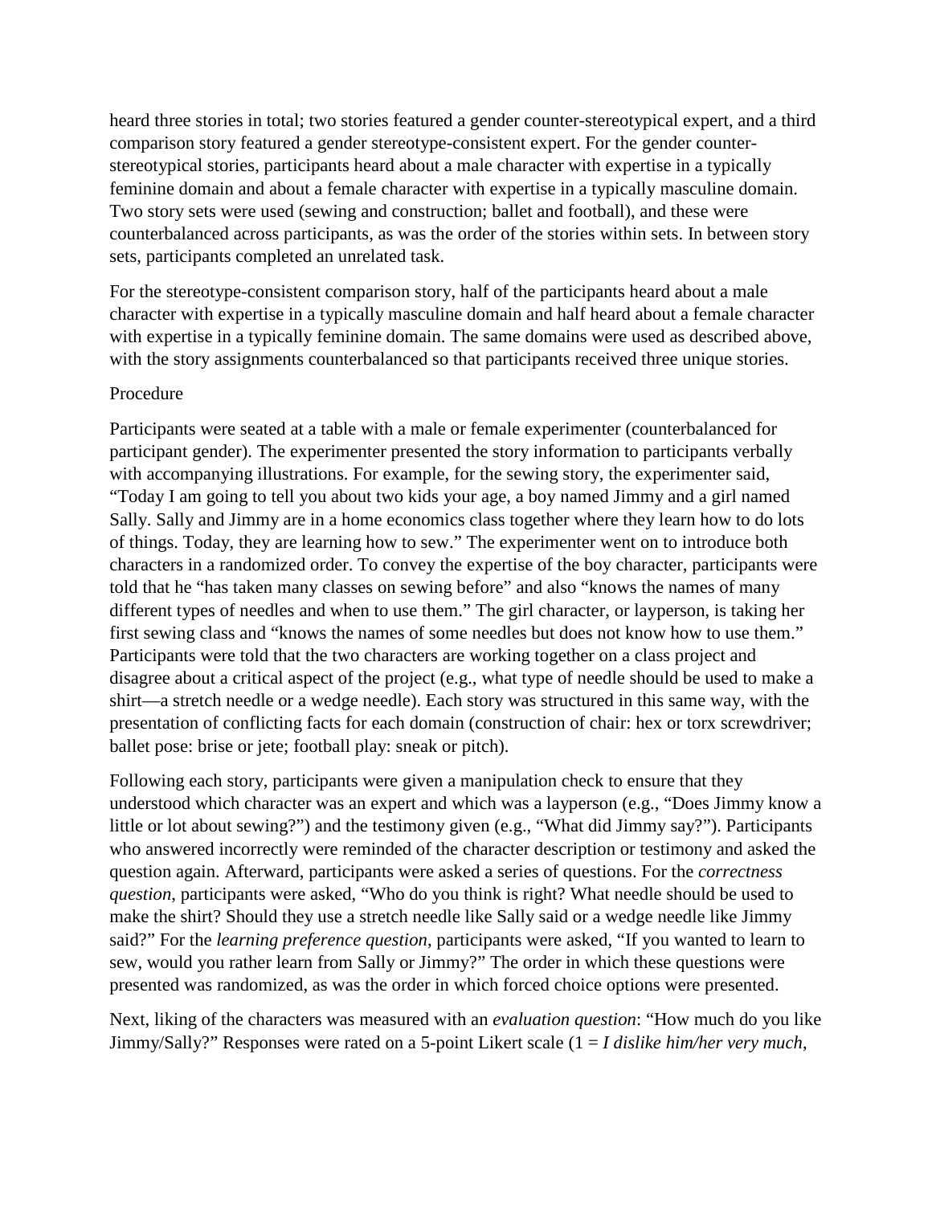heard three stories in total; two stories featured a gender counter-stereotypical expert, and a third comparison story featured a gender stereotype-consistent expert. For the gender counter-stereotypical stories, participants heard about a male character with expertise in a typically feminine domain and about a female character with expertise in a typically masculine domain. Two story sets were used (sewing and construction; ballet and football), and these were counterbalanced across participants, as was the order of the stories within sets. In between story sets, participants completed an unrelated task.

For the stereotype-consistent comparison story, half of the participants heard about a male character with expertise in a typically masculine domain and half heard about a female character with expertise in a typically feminine domain. The same domains were used as described above, with the story assignments counterbalanced so that participants received three unique stories.

Procedure

Participants were seated at a table with a male or female experimenter (counterbalanced for participant gender). The experimenter presented the story information to participants verbally with accompanying illustrations. For example, for the sewing story, the experimenter said, "Today I am going to tell you about two kids your age, a boy named Jimmy and a girl named Sally. Sally and Jimmy are in a home economics class together where they learn how to do lots of things. Today, they are learning how to sew." The experimenter went on to introduce both characters in a randomized order. To convey the expertise of the boy character, participants were told that he "has taken many classes on sewing before" and also "knows the names of many different types of needles and when to use them." The girl character, or layperson, is taking her first sewing class and "knows the names of some needles but does not know how to use them." Participants were told that the two characters are working together on a class project and disagree about a critical aspect of the project (e.g., what type of needle should be used to make a shirt—a stretch needle or a wedge needle). Each story was structured in this same way, with the presentation of conflicting facts for each domain (construction of chair: hex or torx screwdriver; ballet pose: brise or jete; football play: sneak or pitch).

Following each story, participants were given a manipulation check to ensure that they understood which character was an expert and which was a layperson (e.g., "Does Jimmy know a little or lot about sewing?") and the testimony given (e.g., "What did Jimmy say?"). Participants who answered incorrectly were reminded of the character description or testimony and asked the question again. Afterward, participants were asked a series of questions. For the *correctness question*, participants were asked, "Who do you think is right? What needle should be used to make the shirt? Should they use a stretch needle like Sally said or a wedge needle like Jimmy said?" For the *learning preference question*, participants were asked, "If you wanted to learn to sew, would you rather learn from Sally or Jimmy?" The order in which these questions were presented was randomized, as was the order in which forced choice options were presented.

Next, liking of the characters was measured with an *evaluation question*: "How much do you like Jimmy/Sally?" Responses were rated on a 5-point Likert scale (1 = *I dislike him/her very much*,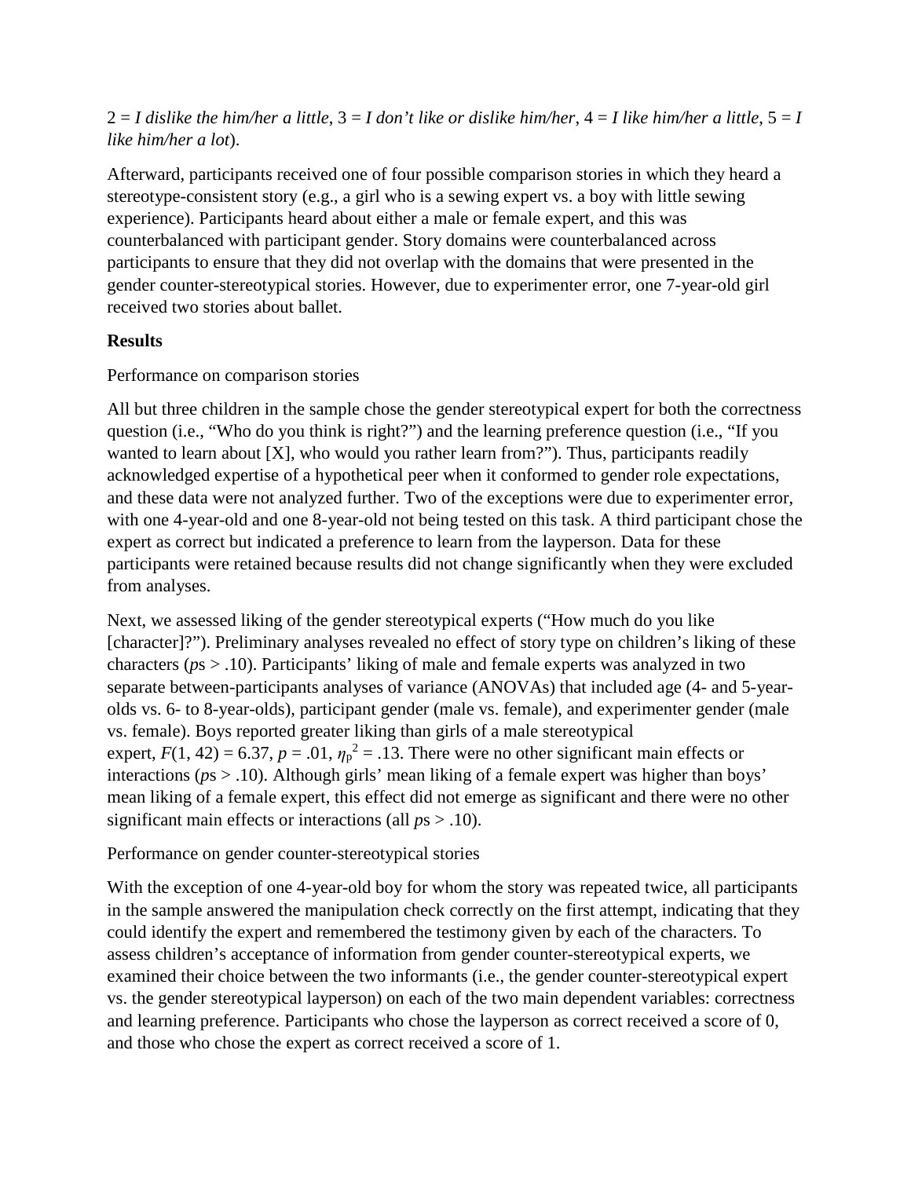2 = *I dislike the him/her a little*, 3 = *I don't like or dislike him/her*, 4 = *I like him/her a little*, 5 = *I like him/her a lot*).

Afterward, participants received one of four possible comparison stories in which they heard a stereotype-consistent story (e.g., a girl who is a sewing expert vs. a boy with little sewing experience). Participants heard about either a male or female expert, and this was counterbalanced with participant gender. Story domains were counterbalanced across participants to ensure that they did not overlap with the domains that were presented in the gender counter-stereotypical stories. However, due to experimenter error, one 7-year-old girl received two stories about ballet.

**Results**

Performance on comparison stories

All but three children in the sample chose the gender stereotypical expert for both the correctness question (i.e., "Who do you think is right?") and the learning preference question (i.e., "If you wanted to learn about [X], who would you rather learn from?"). Thus, participants readily acknowledged expertise of a hypothetical peer when it conformed to gender role expectations, and these data were not analyzed further. Two of the exceptions were due to experimenter error, with one 4-year-old and one 8-year-old not being tested on this task. A third participant chose the expert as correct but indicated a preference to learn from the layperson. Data for these participants were retained because results did not change significantly when they were excluded from analyses.

Next, we assessed liking of the gender stereotypical experts ("How much do you like [character]?"). Preliminary analyses revealed no effect of story type on children's liking of these characters ($p$s > .10). Participants' liking of male and female experts was analyzed in two separate between-participants analyses of variance (ANOVAs) that included age (4- and 5-year-olds vs. 6- to 8-year-olds), participant gender (male vs. female), and experimenter gender (male vs. female). Boys reported greater liking than girls of a male stereotypical expert, $F(1, 42) = 6.37$, $p = .01$, $\eta_p^2 = .13$. There were no other significant main effects or interactions ($p$s > .10). Although girls' mean liking of a female expert was higher than boys' mean liking of a female expert, this effect did not emerge as significant and there were no other significant main effects or interactions (all $p$s > .10).

Performance on gender counter-stereotypical stories

With the exception of one 4-year-old boy for whom the story was repeated twice, all participants in the sample answered the manipulation check correctly on the first attempt, indicating that they could identify the expert and remembered the testimony given by each of the characters. To assess children's acceptance of information from gender counter-stereotypical experts, we examined their choice between the two informants (i.e., the gender counter-stereotypical expert vs. the gender stereotypical layperson) on each of the two main dependent variables: correctness and learning preference. Participants who chose the layperson as correct received a score of 0, and those who chose the expert as correct received a score of 1.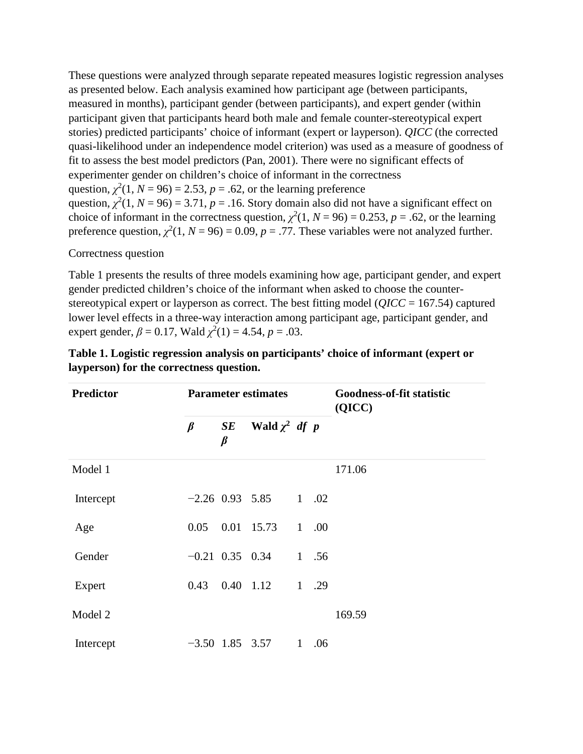These questions were analyzed through separate repeated measures logistic regression analyses as presented below. Each analysis examined how participant age (between participants, measured in months), participant gender (between participants), and expert gender (within participant given that participants heard both male and female counter-stereotypical expert stories) predicted participants' choice of informant (expert or layperson). *QICC* (the corrected quasi-likelihood under an independence model criterion) was used as a measure of goodness of fit to assess the best model predictors (Pan, 2001). There were no significant effects of experimenter gender on children's choice of informant in the correctness question, $\chi^2(1, N = 96) = 2.53$, $p = .62$, or the learning preference question, $\chi^2(1, N = 96) = 3.71$, $p = .16$. Story domain also did not have a significant effect on choice of informant in the correctness question, $\chi^2(1, N = 96) = 0.253$, $p = .62$, or the learning preference question, $\chi^2(1, N = 96) = 0.09$, $p = .77$. These variables were not analyzed further.

Correctness question

Table 1 presents the results of three models examining how age, participant gender, and expert gender predicted children's choice of the informant when asked to choose the counter-stereotypical expert or layperson as correct. The best fitting model (*QICC* = 167.54) captured lower level effects in a three-way interaction among participant age, participant gender, and expert gender, $\beta = 0.17$, Wald $\chi^2(1) = 4.54$, $p = .03$.

**Table 1. Logistic regression analysis on participants' choice of informant (expert or layperson) for the correctness question.**

| Predictor | Parameter estimates | | | | | Goodness-of-fit statistic (QICC) |
|---|---|---|---|---|---|---|
| | $\beta$ | *SE* $\beta$ | Wald $\chi^2$ | *df* | *p* | |
| Model 1 | | | | | | 171.06 |
| Intercept | −2.26 | 0.93 | 5.85 | 1 | .02 | |
| Age | 0.05 | 0.01 | 15.73 | 1 | .00 | |
| Gender | −0.21 | 0.35 | 0.34 | 1 | .56 | |
| Expert | 0.43 | 0.40 | 1.12 | 1 | .29 | |
| Model 2 | | | | | | 169.59 |
| Intercept | −3.50 | 1.85 | 3.57 | 1 | .06 | |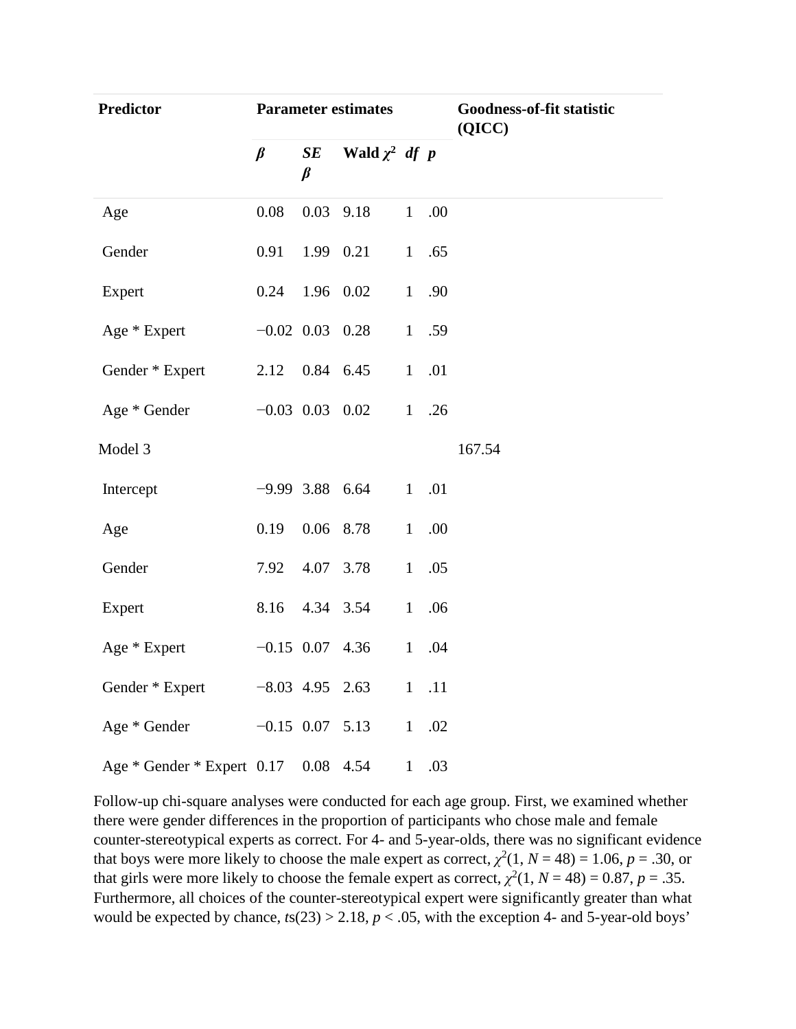| Predictor | Parameter estimates | | | | | Goodness-of-fit statistic (QICC) |
|---|---|---|---|---|---|---|
| | ***β*** | ***SE β*** | **Wald $\chi^2$** | ***df*** | ***p*** | |
| Age | 0.08 | 0.03 | 9.18 | 1 | .00 | |
| Gender | 0.91 | 1.99 | 0.21 | 1 | .65 | |
| Expert | 0.24 | 1.96 | 0.02 | 1 | .90 | |
| Age * Expert | −0.02 | 0.03 | 0.28 | 1 | .59 | |
| Gender * Expert | 2.12 | 0.84 | 6.45 | 1 | .01 | |
| Age * Gender | −0.03 | 0.03 | 0.02 | 1 | .26 | |
| Model 3 | | | | | | 167.54 |
| Intercept | −9.99 | 3.88 | 6.64 | 1 | .01 | |
| Age | 0.19 | 0.06 | 8.78 | 1 | .00 | |
| Gender | 7.92 | 4.07 | 3.78 | 1 | .05 | |
| Expert | 8.16 | 4.34 | 3.54 | 1 | .06 | |
| Age * Expert | −0.15 | 0.07 | 4.36 | 1 | .04 | |
| Gender * Expert | −8.03 | 4.95 | 2.63 | 1 | .11 | |
| Age * Gender | −0.15 | 0.07 | 5.13 | 1 | .02 | |
| Age * Gender * Expert | 0.17 | 0.08 | 4.54 | 1 | .03 | |

Follow-up chi-square analyses were conducted for each age group. First, we examined whether there were gender differences in the proportion of participants who chose male and female counter-stereotypical experts as correct. For 4- and 5-year-olds, there was no significant evidence that boys were more likely to choose the male expert as correct, $\chi^2(1, N = 48) = 1.06$, $p = .30$, or that girls were more likely to choose the female expert as correct, $\chi^2(1, N = 48) = 0.87$, $p = .35$. Furthermore, all choices of the counter-stereotypical expert were significantly greater than what would be expected by chance, $ts(23) > 2.18$, $p < .05$, with the exception 4- and 5-year-old boys'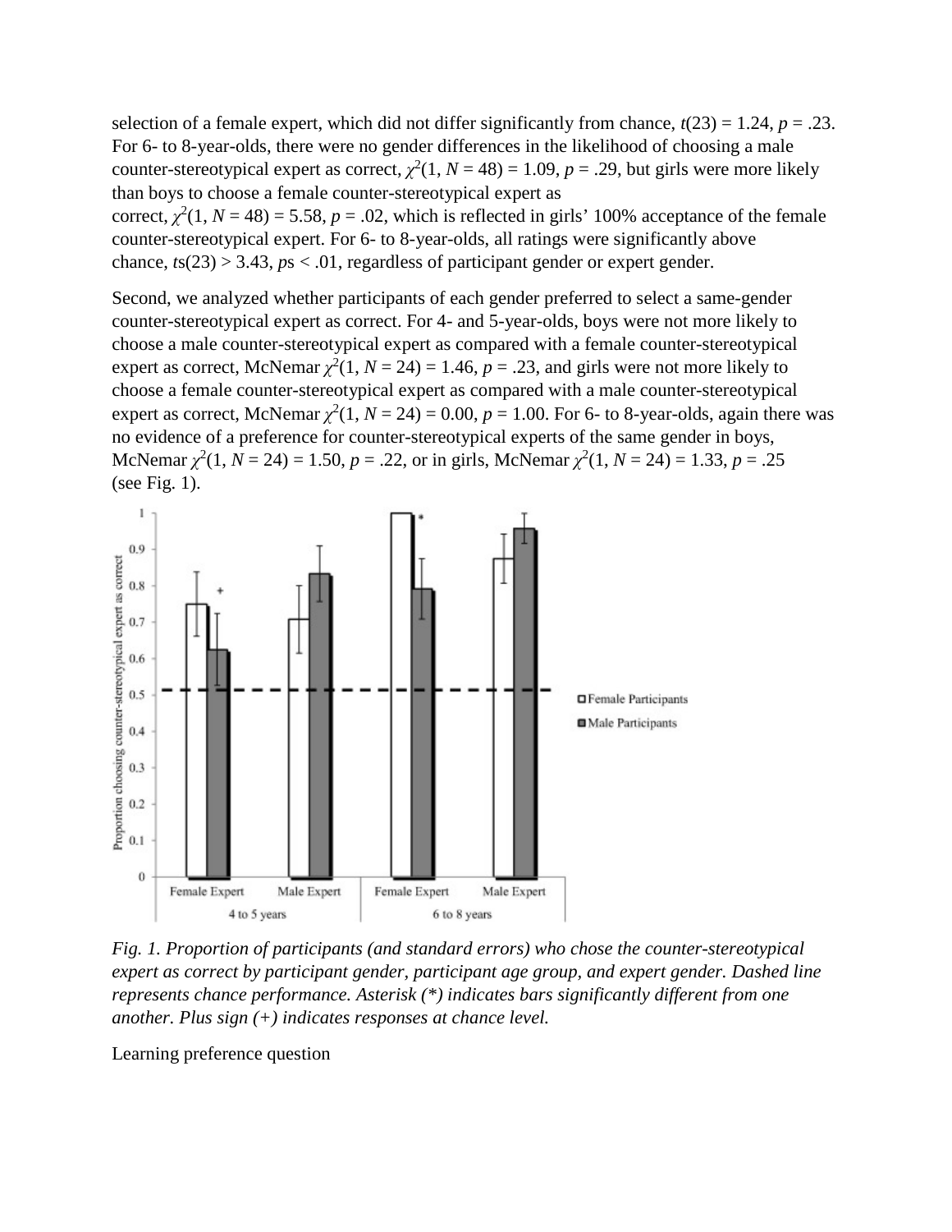selection of a female expert, which did not differ significantly from chance, $t(23) = 1.24$, $p = .23$. For 6- to 8-year-olds, there were no gender differences in the likelihood of choosing a male counter-stereotypical expert as correct, $\chi^2(1, N = 48) = 1.09$, $p = .29$, but girls were more likely than boys to choose a female counter-stereotypical expert as correct, $\chi^2(1, N = 48) = 5.58$, $p = .02$, which is reflected in girls' 100% acceptance of the female counter-stereotypical expert. For 6- to 8-year-olds, all ratings were significantly above chance, $ts(23) > 3.43$, $ps < .01$, regardless of participant gender or expert gender.

Second, we analyzed whether participants of each gender preferred to select a same-gender counter-stereotypical expert as correct. For 4- and 5-year-olds, boys were not more likely to choose a male counter-stereotypical expert as compared with a female counter-stereotypical expert as correct, McNemar $\chi^2(1, N = 24) = 1.46$, $p = .23$, and girls were not more likely to choose a female counter-stereotypical expert as compared with a male counter-stereotypical expert as correct, McNemar $\chi^2(1, N = 24) = 0.00$, $p = 1.00$. For 6- to 8-year-olds, again there was no evidence of a preference for counter-stereotypical experts of the same gender in boys, McNemar $\chi^2(1, N = 24) = 1.50$, $p = .22$, or in girls, McNemar $\chi^2(1, N = 24) = 1.33$, $p = .25$ (see Fig. 1).

*Fig. 1. Proportion of participants (and standard errors) who chose the counter-stereotypical expert as correct by participant gender, participant age group, and expert gender. Dashed line represents chance performance. Asterisk (*) indicates bars significantly different from one another. Plus sign (+) indicates responses at chance level.*

Learning preference question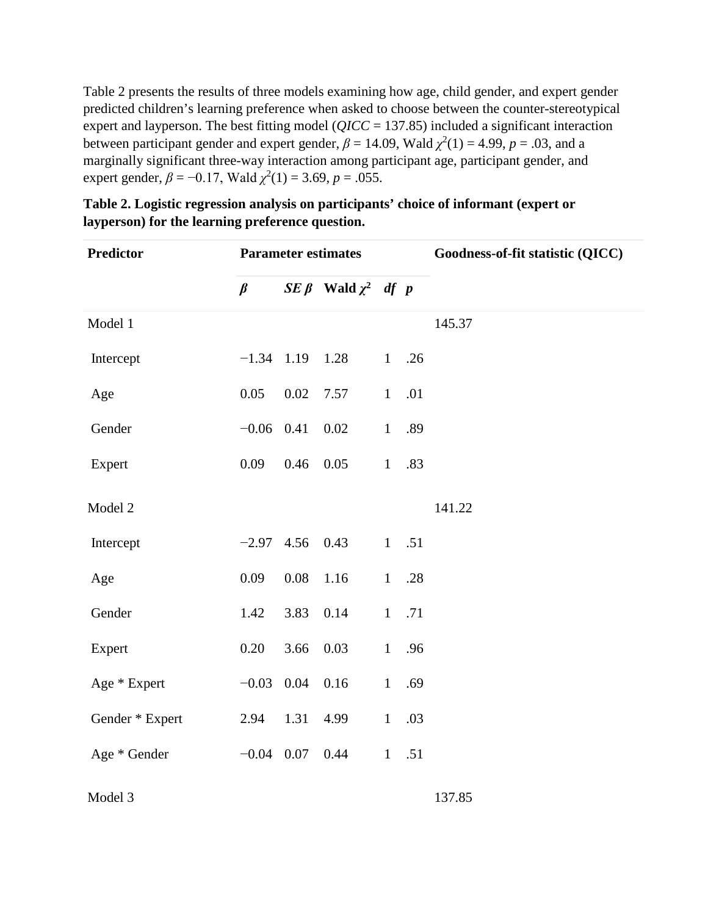Table 2 presents the results of three models examining how age, child gender, and expert gender predicted children's learning preference when asked to choose between the counter-stereotypical expert and layperson. The best fitting model (*QICC* = 137.85) included a significant interaction between participant gender and expert gender, $\beta = 14.09$, Wald $\chi^2(1) = 4.99$, $p = .03$, and a marginally significant three-way interaction among participant age, participant gender, and expert gender, $\beta = -0.17$, Wald $\chi^2(1) = 3.69$, $p = .055$.

**Table 2. Logistic regression analysis on participants' choice of informant (expert or layperson) for the learning preference question.**

| Predictor | Parameter estimates | | | | | Goodness-of-fit statistic (QICC) |
|---|---|---|---|---|---|---|
| | $\beta$ | $SE\ \beta$ | Wald $\chi^2$ | *df* | *p* | |
| Model 1 | | | | | | 145.37 |
| Intercept | −1.34 | 1.19 | 1.28 | 1 | .26 | |
| Age | 0.05 | 0.02 | 7.57 | 1 | .01 | |
| Gender | −0.06 | 0.41 | 0.02 | 1 | .89 | |
| Expert | 0.09 | 0.46 | 0.05 | 1 | .83 | |
| Model 2 | | | | | | 141.22 |
| Intercept | −2.97 | 4.56 | 0.43 | 1 | .51 | |
| Age | 0.09 | 0.08 | 1.16 | 1 | .28 | |
| Gender | 1.42 | 3.83 | 0.14 | 1 | .71 | |
| Expert | 0.20 | 3.66 | 0.03 | 1 | .96 | |
| Age * Expert | −0.03 | 0.04 | 0.16 | 1 | .69 | |
| Gender * Expert | 2.94 | 1.31 | 4.99 | 1 | .03 | |
| Age * Gender | −0.04 | 0.07 | 0.44 | 1 | .51 | |
| Model 3 | | | | | | 137.85 |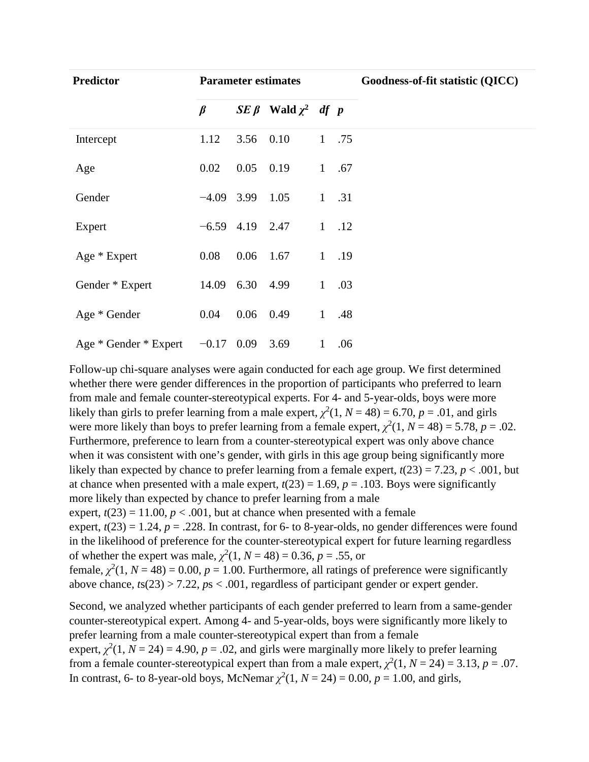| Predictor | Parameter estimates | | | | | Goodness-of-fit statistic (QICC) |
|---|---|---|---|---|---|---|
| | *β* | *SE β* | Wald $\chi^2$ | *df* | *p* | |
| Intercept | 1.12 | 3.56 | 0.10 | 1 | .75 | |
| Age | 0.02 | 0.05 | 0.19 | 1 | .67 | |
| Gender | −4.09 | 3.99 | 1.05 | 1 | .31 | |
| Expert | −6.59 | 4.19 | 2.47 | 1 | .12 | |
| Age * Expert | 0.08 | 0.06 | 1.67 | 1 | .19 | |
| Gender * Expert | 14.09 | 6.30 | 4.99 | 1 | .03 | |
| Age * Gender | 0.04 | 0.06 | 0.49 | 1 | .48 | |
| Age * Gender * Expert | −0.17 | 0.09 | 3.69 | 1 | .06 | |

Follow-up chi-square analyses were again conducted for each age group. We first determined whether there were gender differences in the proportion of participants who preferred to learn from male and female counter-stereotypical experts. For 4- and 5-year-olds, boys were more likely than girls to prefer learning from a male expert, $\chi^2(1, N = 48) = 6.70$, $p = .01$, and girls were more likely than boys to prefer learning from a female expert, $\chi^2(1, N = 48) = 5.78$, $p = .02$. Furthermore, preference to learn from a counter-stereotypical expert was only above chance when it was consistent with one's gender, with girls in this age group being significantly more likely than expected by chance to prefer learning from a female expert, $t(23) = 7.23$, $p < .001$, but at chance when presented with a male expert, $t(23) = 1.69$, $p = .103$. Boys were significantly more likely than expected by chance to prefer learning from a male expert, $t(23) = 11.00$, $p < .001$, but at chance when presented with a female expert, $t(23) = 1.24$, $p = .228$. In contrast, for 6- to 8-year-olds, no gender differences were found in the likelihood of preference for the counter-stereotypical expert for future learning regardless of whether the expert was male, $\chi^2(1, N = 48) = 0.36$, $p = .55$, or female, $\chi^2(1, N = 48) = 0.00$, $p = 1.00$. Furthermore, all ratings of preference were significantly above chance, $ts(23) > 7.22$, $ps < .001$, regardless of participant gender or expert gender.

Second, we analyzed whether participants of each gender preferred to learn from a same-gender counter-stereotypical expert. Among 4- and 5-year-olds, boys were significantly more likely to prefer learning from a male counter-stereotypical expert than from a female expert, $\chi^2(1, N = 24) = 4.90$, $p = .02$, and girls were marginally more likely to prefer learning from a female counter-stereotypical expert than from a male expert, $\chi^2(1, N = 24) = 3.13$, $p = .07$. In contrast, 6- to 8-year-old boys, McNemar $\chi^2(1, N = 24) = 0.00$, $p = 1.00$, and girls,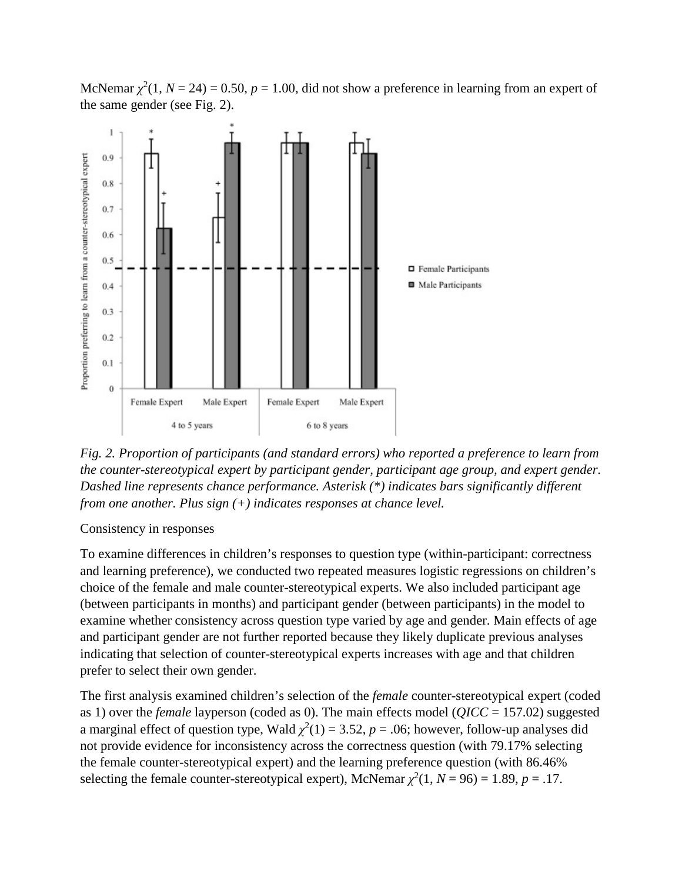McNemar $\chi^2(1, N = 24) = 0.50$, $p = 1.00$, did not show a preference in learning from an expert of the same gender (see Fig. 2).

*Fig. 2. Proportion of participants (and standard errors) who reported a preference to learn from the counter-stereotypical expert by participant gender, participant age group, and expert gender. Dashed line represents chance performance. Asterisk (*) indicates bars significantly different from one another. Plus sign (+) indicates responses at chance level.*

Consistency in responses

To examine differences in children's responses to question type (within-participant: correctness and learning preference), we conducted two repeated measures logistic regressions on children's choice of the female and male counter-stereotypical experts. We also included participant age (between participants in months) and participant gender (between participants) in the model to examine whether consistency across question type varied by age and gender. Main effects of age and participant gender are not further reported because they likely duplicate previous analyses indicating that selection of counter-stereotypical experts increases with age and that children prefer to select their own gender.

The first analysis examined children's selection of the *female* counter-stereotypical expert (coded as 1) over the *female* layperson (coded as 0). The main effects model ($QICC = 157.02$) suggested a marginal effect of question type, Wald $\chi^2(1) = 3.52$, $p = .06$; however, follow-up analyses did not provide evidence for inconsistency across the correctness question (with 79.17% selecting the female counter-stereotypical expert) and the learning preference question (with 86.46% selecting the female counter-stereotypical expert), McNemar $\chi^2(1, N = 96) = 1.89$, $p = .17$.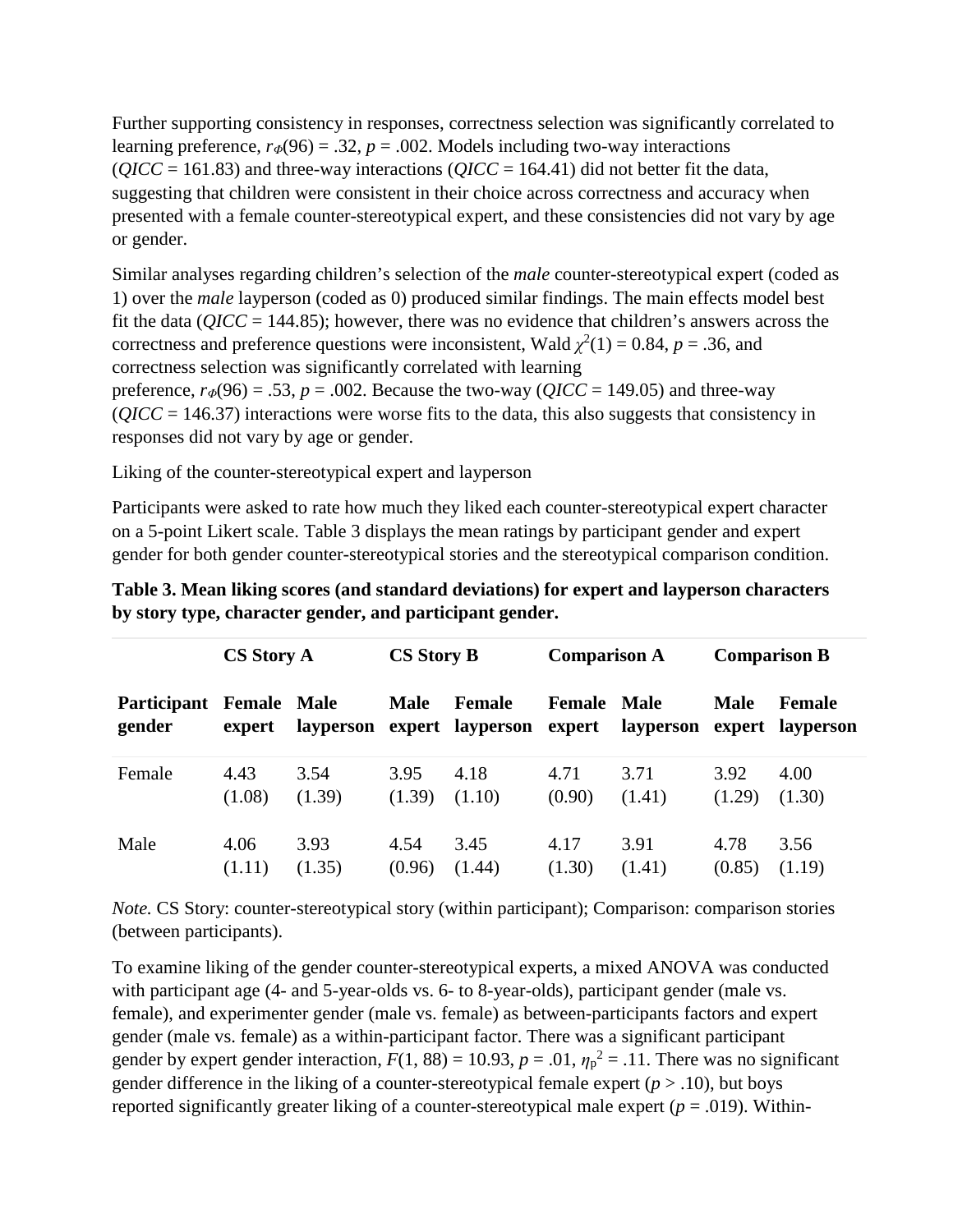Further supporting consistency in responses, correctness selection was significantly correlated to learning preference, $r_{\Phi}(96) = .32$, $p = .002$. Models including two-way interactions ($QICC = 161.83$) and three-way interactions ($QICC = 164.41$) did not better fit the data, suggesting that children were consistent in their choice across correctness and accuracy when presented with a female counter-stereotypical expert, and these consistencies did not vary by age or gender.

Similar analyses regarding children's selection of the *male* counter-stereotypical expert (coded as 1) over the *male* layperson (coded as 0) produced similar findings. The main effects model best fit the data ($QICC = 144.85$); however, there was no evidence that children's answers across the correctness and preference questions were inconsistent, Wald $\chi^2(1) = 0.84$, $p = .36$, and correctness selection was significantly correlated with learning preference, $r_{\Phi}(96) = .53$, $p = .002$. Because the two-way ($QICC = 149.05$) and three-way ($QICC = 146.37$) interactions were worse fits to the data, this also suggests that consistency in responses did not vary by age or gender.

Liking of the counter-stereotypical expert and layperson

Participants were asked to rate how much they liked each counter-stereotypical expert character on a 5-point Likert scale. Table 3 displays the mean ratings by participant gender and expert gender for both gender counter-stereotypical stories and the stereotypical comparison condition.

**Table 3. Mean liking scores (and standard deviations) for expert and layperson characters by story type, character gender, and participant gender.**

| | CS Story A | | CS Story B | | Comparison A | | Comparison B | |
|---|---|---|---|---|---|---|---|---|
| **Participant gender** | **Female expert** | **Male layperson** | **Male expert** | **Female layperson** | **Female expert** | **Male layperson** | **Male expert** | **Female layperson** |
| Female | 4.43 (1.08) | 3.54 (1.39) | 3.95 (1.39) | 4.18 (1.10) | 4.71 (0.90) | 3.71 (1.41) | 3.92 (1.29) | 4.00 (1.30) |
| Male | 4.06 (1.11) | 3.93 (1.35) | 4.54 (0.96) | 3.45 (1.44) | 4.17 (1.30) | 3.91 (1.41) | 4.78 (0.85) | 3.56 (1.19) |

*Note.* CS Story: counter-stereotypical story (within participant); Comparison: comparison stories (between participants).

To examine liking of the gender counter-stereotypical experts, a mixed ANOVA was conducted with participant age (4- and 5-year-olds vs. 6- to 8-year-olds), participant gender (male vs. female), and experimenter gender (male vs. female) as between-participants factors and expert gender (male vs. female) as a within-participant factor. There was a significant participant gender by expert gender interaction, $F(1, 88) = 10.93$, $p = .01$, $\eta_p^2 = .11$. There was no significant gender difference in the liking of a counter-stereotypical female expert ($p > .10$), but boys reported significantly greater liking of a counter-stereotypical male expert ($p = .019$). Within-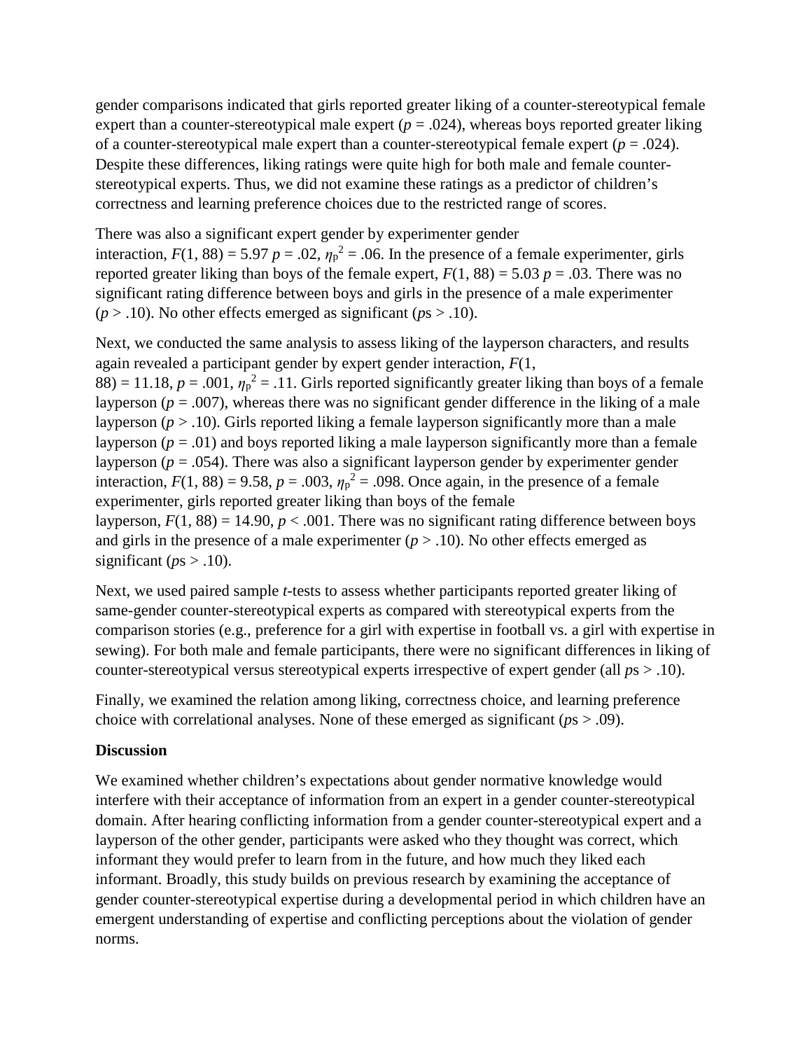gender comparisons indicated that girls reported greater liking of a counter-stereotypical female expert than a counter-stereotypical male expert ($p = .024$), whereas boys reported greater liking of a counter-stereotypical male expert than a counter-stereotypical female expert ($p = .024$). Despite these differences, liking ratings were quite high for both male and female counter-stereotypical experts. Thus, we did not examine these ratings as a predictor of children's correctness and learning preference choices due to the restricted range of scores.

There was also a significant expert gender by experimenter gender interaction, $F(1, 88) = 5.97$ $p = .02$, $\eta_p^2 = .06$. In the presence of a female experimenter, girls reported greater liking than boys of the female expert, $F(1, 88) = 5.03$ $p = .03$. There was no significant rating difference between boys and girls in the presence of a male experimenter ($p > .10$). No other effects emerged as significant ($p$s $> .10$).

Next, we conducted the same analysis to assess liking of the layperson characters, and results again revealed a participant gender by expert gender interaction, $F(1, 88) = 11.18$, $p = .001$, $\eta_p^2 = .11$. Girls reported significantly greater liking than boys of a female layperson ($p = .007$), whereas there was no significant gender difference in the liking of a male layperson ($p > .10$). Girls reported liking a female layperson significantly more than a male layperson ($p = .01$) and boys reported liking a male layperson significantly more than a female layperson ($p = .054$). There was also a significant layperson gender by experimenter gender interaction, $F(1, 88) = 9.58$, $p = .003$, $\eta_p^2 = .098$. Once again, in the presence of a female experimenter, girls reported greater liking than boys of the female layperson, $F(1, 88) = 14.90$, $p < .001$. There was no significant rating difference between boys and girls in the presence of a male experimenter ($p > .10$). No other effects emerged as significant ($p$s $> .10$).

Next, we used paired sample *t*-tests to assess whether participants reported greater liking of same-gender counter-stereotypical experts as compared with stereotypical experts from the comparison stories (e.g., preference for a girl with expertise in football vs. a girl with expertise in sewing). For both male and female participants, there were no significant differences in liking of counter-stereotypical versus stereotypical experts irrespective of expert gender (all $p$s $> .10$).

Finally, we examined the relation among liking, correctness choice, and learning preference choice with correlational analyses. None of these emerged as significant ($p$s $> .09$).

**Discussion**

We examined whether children's expectations about gender normative knowledge would interfere with their acceptance of information from an expert in a gender counter-stereotypical domain. After hearing conflicting information from a gender counter-stereotypical expert and a layperson of the other gender, participants were asked who they thought was correct, which informant they would prefer to learn from in the future, and how much they liked each informant. Broadly, this study builds on previous research by examining the acceptance of gender counter-stereotypical expertise during a developmental period in which children have an emergent understanding of expertise and conflicting perceptions about the violation of gender norms.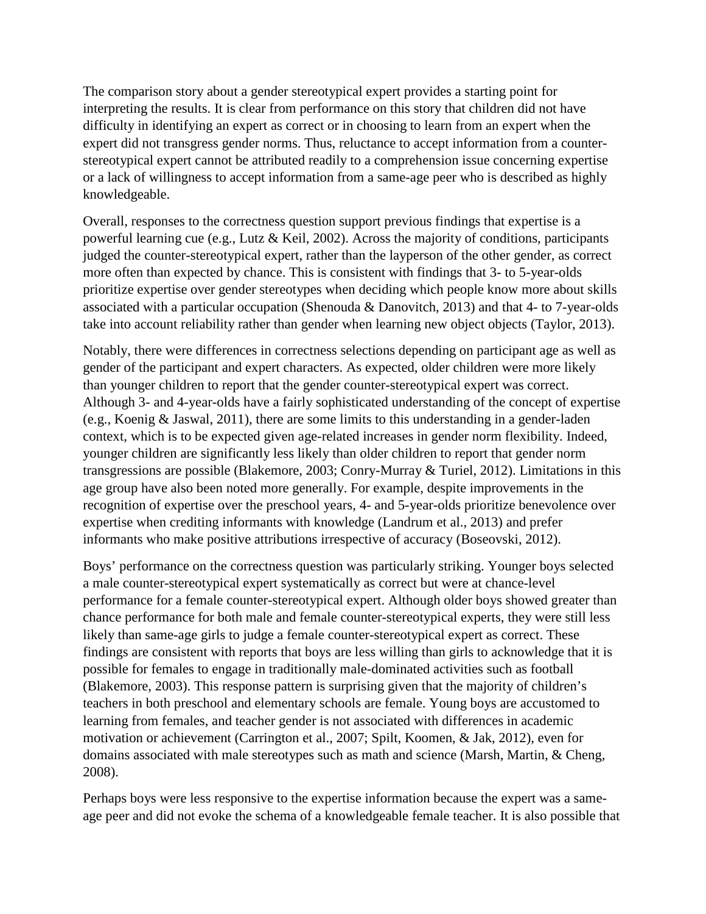The comparison story about a gender stereotypical expert provides a starting point for interpreting the results. It is clear from performance on this story that children did not have difficulty in identifying an expert as correct or in choosing to learn from an expert when the expert did not transgress gender norms. Thus, reluctance to accept information from a counter-stereotypical expert cannot be attributed readily to a comprehension issue concerning expertise or a lack of willingness to accept information from a same-age peer who is described as highly knowledgeable.

Overall, responses to the correctness question support previous findings that expertise is a powerful learning cue (e.g., Lutz & Keil, 2002). Across the majority of conditions, participants judged the counter-stereotypical expert, rather than the layperson of the other gender, as correct more often than expected by chance. This is consistent with findings that 3- to 5-year-olds prioritize expertise over gender stereotypes when deciding which people know more about skills associated with a particular occupation (Shenouda & Danovitch, 2013) and that 4- to 7-year-olds take into account reliability rather than gender when learning new object objects (Taylor, 2013).

Notably, there were differences in correctness selections depending on participant age as well as gender of the participant and expert characters. As expected, older children were more likely than younger children to report that the gender counter-stereotypical expert was correct. Although 3- and 4-year-olds have a fairly sophisticated understanding of the concept of expertise (e.g., Koenig & Jaswal, 2011), there are some limits to this understanding in a gender-laden context, which is to be expected given age-related increases in gender norm flexibility. Indeed, younger children are significantly less likely than older children to report that gender norm transgressions are possible (Blakemore, 2003; Conry-Murray & Turiel, 2012). Limitations in this age group have also been noted more generally. For example, despite improvements in the recognition of expertise over the preschool years, 4- and 5-year-olds prioritize benevolence over expertise when crediting informants with knowledge (Landrum et al., 2013) and prefer informants who make positive attributions irrespective of accuracy (Boseovski, 2012).

Boys' performance on the correctness question was particularly striking. Younger boys selected a male counter-stereotypical expert systematically as correct but were at chance-level performance for a female counter-stereotypical expert. Although older boys showed greater than chance performance for both male and female counter-stereotypical experts, they were still less likely than same-age girls to judge a female counter-stereotypical expert as correct. These findings are consistent with reports that boys are less willing than girls to acknowledge that it is possible for females to engage in traditionally male-dominated activities such as football (Blakemore, 2003). This response pattern is surprising given that the majority of children's teachers in both preschool and elementary schools are female. Young boys are accustomed to learning from females, and teacher gender is not associated with differences in academic motivation or achievement (Carrington et al., 2007; Spilt, Koomen, & Jak, 2012), even for domains associated with male stereotypes such as math and science (Marsh, Martin, & Cheng, 2008).

Perhaps boys were less responsive to the expertise information because the expert was a same-age peer and did not evoke the schema of a knowledgeable female teacher. It is also possible that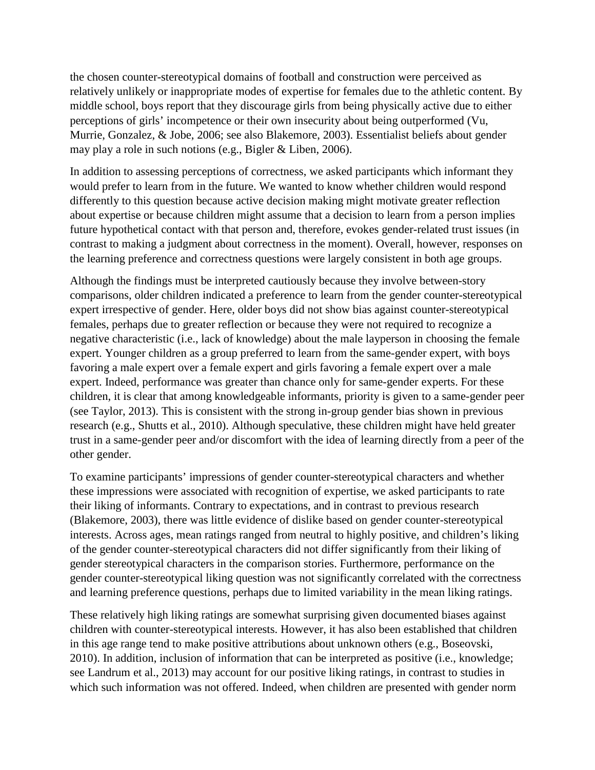the chosen counter-stereotypical domains of football and construction were perceived as relatively unlikely or inappropriate modes of expertise for females due to the athletic content. By middle school, boys report that they discourage girls from being physically active due to either perceptions of girls' incompetence or their own insecurity about being outperformed (Vu, Murrie, Gonzalez, & Jobe, 2006; see also Blakemore, 2003). Essentialist beliefs about gender may play a role in such notions (e.g., Bigler & Liben, 2006).

In addition to assessing perceptions of correctness, we asked participants which informant they would prefer to learn from in the future. We wanted to know whether children would respond differently to this question because active decision making might motivate greater reflection about expertise or because children might assume that a decision to learn from a person implies future hypothetical contact with that person and, therefore, evokes gender-related trust issues (in contrast to making a judgment about correctness in the moment). Overall, however, responses on the learning preference and correctness questions were largely consistent in both age groups.

Although the findings must be interpreted cautiously because they involve between-story comparisons, older children indicated a preference to learn from the gender counter-stereotypical expert irrespective of gender. Here, older boys did not show bias against counter-stereotypical females, perhaps due to greater reflection or because they were not required to recognize a negative characteristic (i.e., lack of knowledge) about the male layperson in choosing the female expert. Younger children as a group preferred to learn from the same-gender expert, with boys favoring a male expert over a female expert and girls favoring a female expert over a male expert. Indeed, performance was greater than chance only for same-gender experts. For these children, it is clear that among knowledgeable informants, priority is given to a same-gender peer (see Taylor, 2013). This is consistent with the strong in-group gender bias shown in previous research (e.g., Shutts et al., 2010). Although speculative, these children might have held greater trust in a same-gender peer and/or discomfort with the idea of learning directly from a peer of the other gender.

To examine participants' impressions of gender counter-stereotypical characters and whether these impressions were associated with recognition of expertise, we asked participants to rate their liking of informants. Contrary to expectations, and in contrast to previous research (Blakemore, 2003), there was little evidence of dislike based on gender counter-stereotypical interests. Across ages, mean ratings ranged from neutral to highly positive, and children's liking of the gender counter-stereotypical characters did not differ significantly from their liking of gender stereotypical characters in the comparison stories. Furthermore, performance on the gender counter-stereotypical liking question was not significantly correlated with the correctness and learning preference questions, perhaps due to limited variability in the mean liking ratings.

These relatively high liking ratings are somewhat surprising given documented biases against children with counter-stereotypical interests. However, it has also been established that children in this age range tend to make positive attributions about unknown others (e.g., Boseovski, 2010). In addition, inclusion of information that can be interpreted as positive (i.e., knowledge; see Landrum et al., 2013) may account for our positive liking ratings, in contrast to studies in which such information was not offered. Indeed, when children are presented with gender norm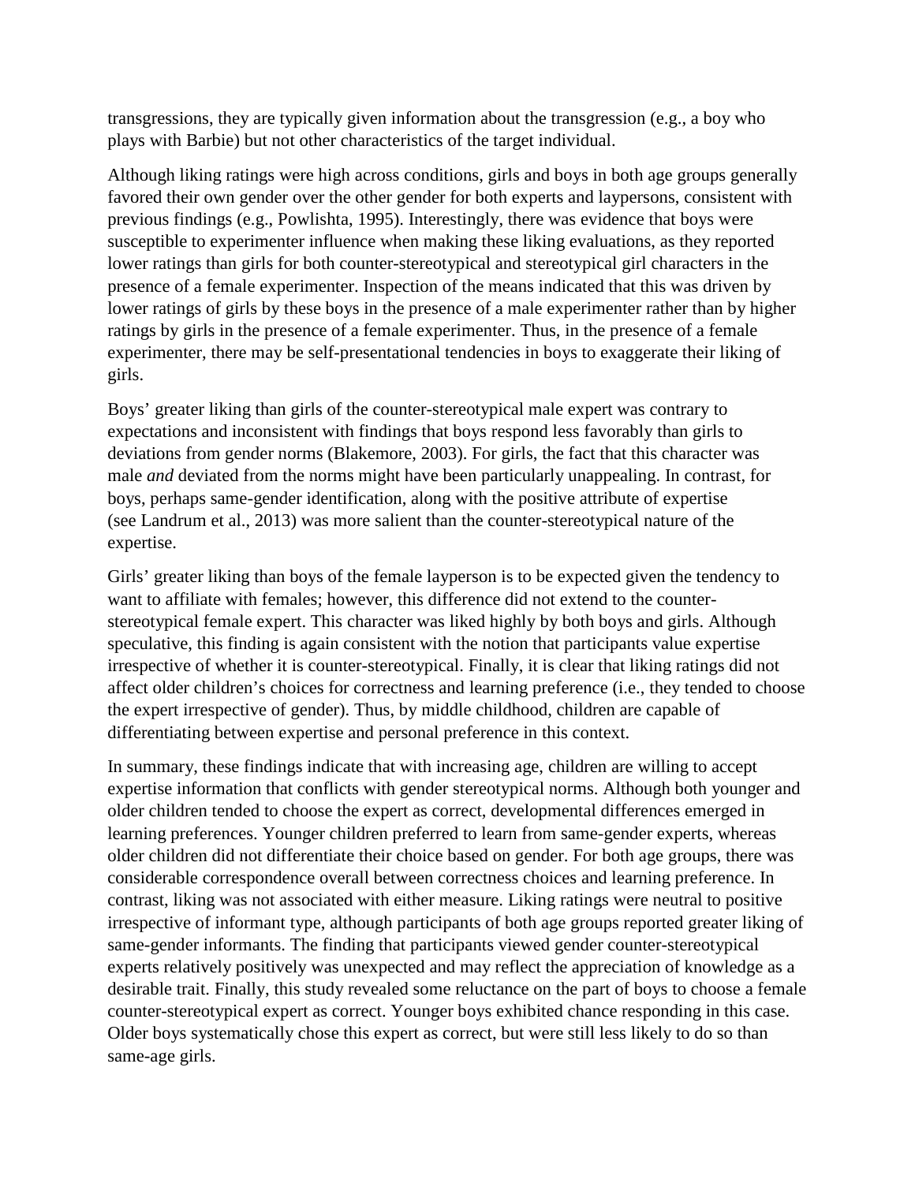transgressions, they are typically given information about the transgression (e.g., a boy who plays with Barbie) but not other characteristics of the target individual.

Although liking ratings were high across conditions, girls and boys in both age groups generally favored their own gender over the other gender for both experts and laypersons, consistent with previous findings (e.g., Powlishta, 1995). Interestingly, there was evidence that boys were susceptible to experimenter influence when making these liking evaluations, as they reported lower ratings than girls for both counter-stereotypical and stereotypical girl characters in the presence of a female experimenter. Inspection of the means indicated that this was driven by lower ratings of girls by these boys in the presence of a male experimenter rather than by higher ratings by girls in the presence of a female experimenter. Thus, in the presence of a female experimenter, there may be self-presentational tendencies in boys to exaggerate their liking of girls.

Boys' greater liking than girls of the counter-stereotypical male expert was contrary to expectations and inconsistent with findings that boys respond less favorably than girls to deviations from gender norms (Blakemore, 2003). For girls, the fact that this character was male *and* deviated from the norms might have been particularly unappealing. In contrast, for boys, perhaps same-gender identification, along with the positive attribute of expertise (see Landrum et al., 2013) was more salient than the counter-stereotypical nature of the expertise.

Girls' greater liking than boys of the female layperson is to be expected given the tendency to want to affiliate with females; however, this difference did not extend to the counter-stereotypical female expert. This character was liked highly by both boys and girls. Although speculative, this finding is again consistent with the notion that participants value expertise irrespective of whether it is counter-stereotypical. Finally, it is clear that liking ratings did not affect older children's choices for correctness and learning preference (i.e., they tended to choose the expert irrespective of gender). Thus, by middle childhood, children are capable of differentiating between expertise and personal preference in this context.

In summary, these findings indicate that with increasing age, children are willing to accept expertise information that conflicts with gender stereotypical norms. Although both younger and older children tended to choose the expert as correct, developmental differences emerged in learning preferences. Younger children preferred to learn from same-gender experts, whereas older children did not differentiate their choice based on gender. For both age groups, there was considerable correspondence overall between correctness choices and learning preference. In contrast, liking was not associated with either measure. Liking ratings were neutral to positive irrespective of informant type, although participants of both age groups reported greater liking of same-gender informants. The finding that participants viewed gender counter-stereotypical experts relatively positively was unexpected and may reflect the appreciation of knowledge as a desirable trait. Finally, this study revealed some reluctance on the part of boys to choose a female counter-stereotypical expert as correct. Younger boys exhibited chance responding in this case. Older boys systematically chose this expert as correct, but were still less likely to do so than same-age girls.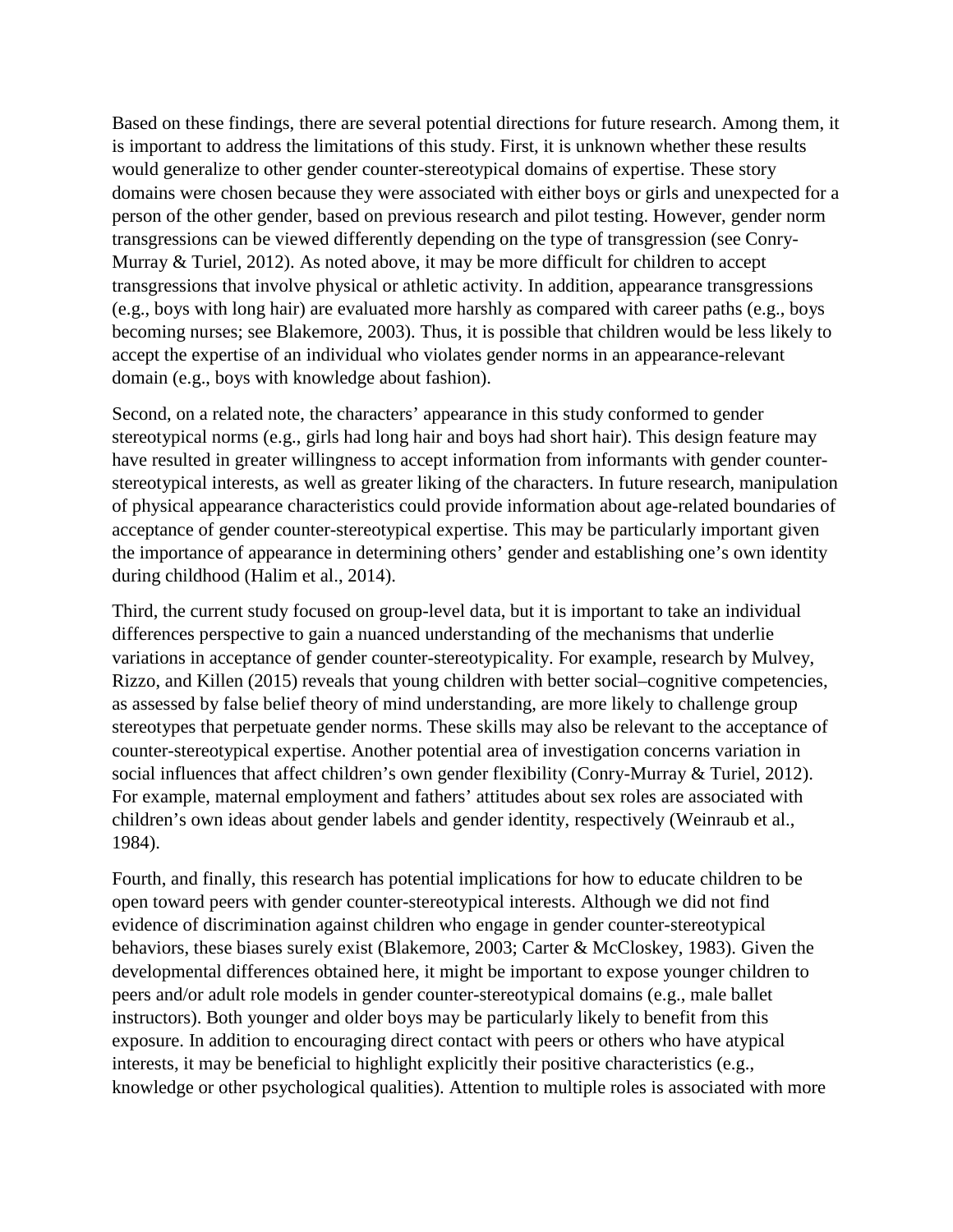Based on these findings, there are several potential directions for future research. Among them, it is important to address the limitations of this study. First, it is unknown whether these results would generalize to other gender counter-stereotypical domains of expertise. These story domains were chosen because they were associated with either boys or girls and unexpected for a person of the other gender, based on previous research and pilot testing. However, gender norm transgressions can be viewed differently depending on the type of transgression (see Conry-Murray & Turiel, 2012). As noted above, it may be more difficult for children to accept transgressions that involve physical or athletic activity. In addition, appearance transgressions (e.g., boys with long hair) are evaluated more harshly as compared with career paths (e.g., boys becoming nurses; see Blakemore, 2003). Thus, it is possible that children would be less likely to accept the expertise of an individual who violates gender norms in an appearance-relevant domain (e.g., boys with knowledge about fashion).

Second, on a related note, the characters' appearance in this study conformed to gender stereotypical norms (e.g., girls had long hair and boys had short hair). This design feature may have resulted in greater willingness to accept information from informants with gender counter-stereotypical interests, as well as greater liking of the characters. In future research, manipulation of physical appearance characteristics could provide information about age-related boundaries of acceptance of gender counter-stereotypical expertise. This may be particularly important given the importance of appearance in determining others' gender and establishing one's own identity during childhood (Halim et al., 2014).

Third, the current study focused on group-level data, but it is important to take an individual differences perspective to gain a nuanced understanding of the mechanisms that underlie variations in acceptance of gender counter-stereotypicality. For example, research by Mulvey, Rizzo, and Killen (2015) reveals that young children with better social–cognitive competencies, as assessed by false belief theory of mind understanding, are more likely to challenge group stereotypes that perpetuate gender norms. These skills may also be relevant to the acceptance of counter-stereotypical expertise. Another potential area of investigation concerns variation in social influences that affect children's own gender flexibility (Conry-Murray & Turiel, 2012). For example, maternal employment and fathers' attitudes about sex roles are associated with children's own ideas about gender labels and gender identity, respectively (Weinraub et al., 1984).

Fourth, and finally, this research has potential implications for how to educate children to be open toward peers with gender counter-stereotypical interests. Although we did not find evidence of discrimination against children who engage in gender counter-stereotypical behaviors, these biases surely exist (Blakemore, 2003; Carter & McCloskey, 1983). Given the developmental differences obtained here, it might be important to expose younger children to peers and/or adult role models in gender counter-stereotypical domains (e.g., male ballet instructors). Both younger and older boys may be particularly likely to benefit from this exposure. In addition to encouraging direct contact with peers or others who have atypical interests, it may be beneficial to highlight explicitly their positive characteristics (e.g., knowledge or other psychological qualities). Attention to multiple roles is associated with more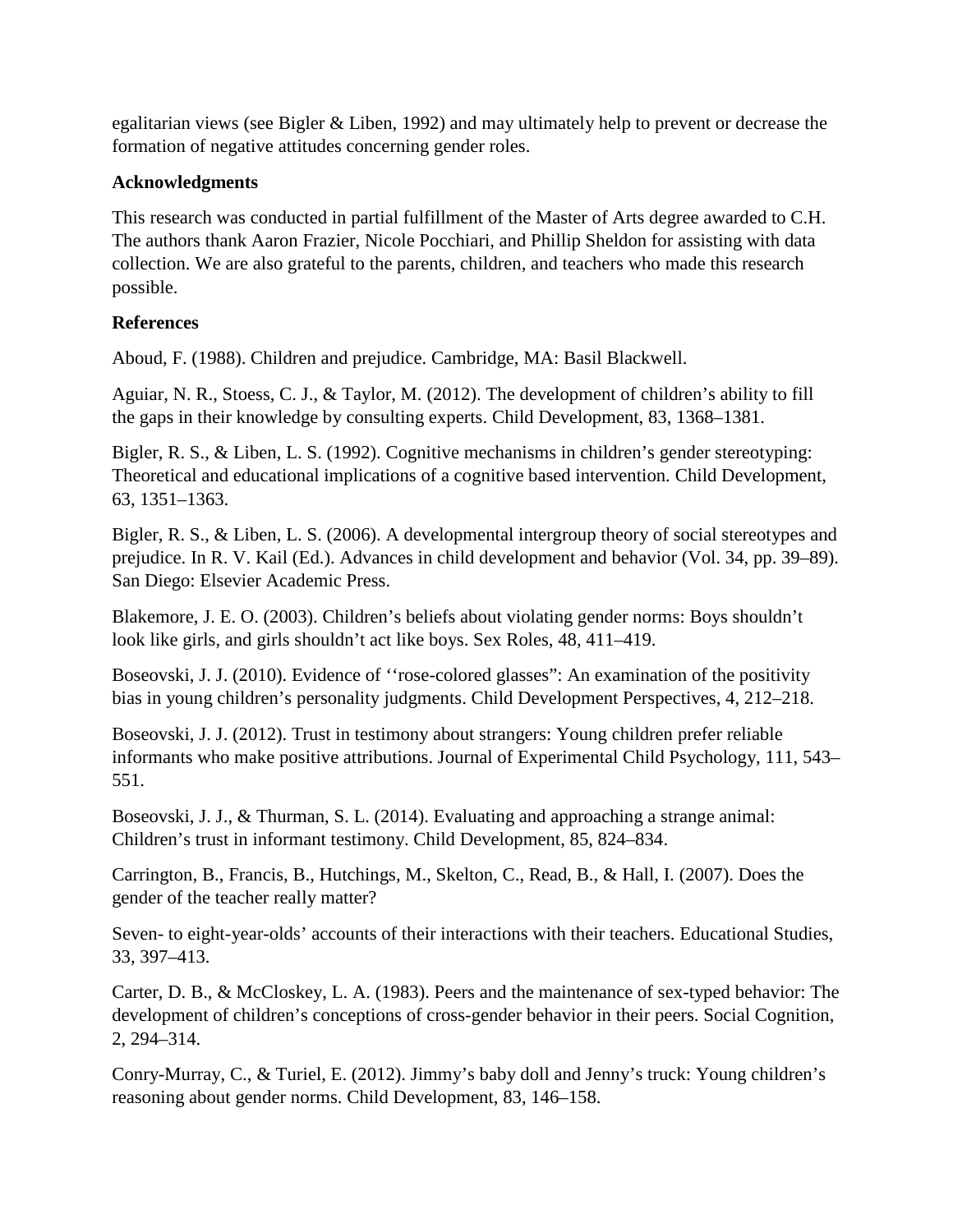egalitarian views (see Bigler & Liben, 1992) and may ultimately help to prevent or decrease the formation of negative attitudes concerning gender roles.

**Acknowledgments**

This research was conducted in partial fulfillment of the Master of Arts degree awarded to C.H. The authors thank Aaron Frazier, Nicole Pocchiari, and Phillip Sheldon for assisting with data collection. We are also grateful to the parents, children, and teachers who made this research possible.

**References**

Aboud, F. (1988). Children and prejudice. Cambridge, MA: Basil Blackwell.

Aguiar, N. R., Stoess, C. J., & Taylor, M. (2012). The development of children's ability to fill the gaps in their knowledge by consulting experts. Child Development, 83, 1368–1381.

Bigler, R. S., & Liben, L. S. (1992). Cognitive mechanisms in children's gender stereotyping: Theoretical and educational implications of a cognitive based intervention. Child Development, 63, 1351–1363.

Bigler, R. S., & Liben, L. S. (2006). A developmental intergroup theory of social stereotypes and prejudice. In R. V. Kail (Ed.). Advances in child development and behavior (Vol. 34, pp. 39–89). San Diego: Elsevier Academic Press.

Blakemore, J. E. O. (2003). Children's beliefs about violating gender norms: Boys shouldn't look like girls, and girls shouldn't act like boys. Sex Roles, 48, 411–419.

Boseovski, J. J. (2010). Evidence of ''rose-colored glasses": An examination of the positivity bias in young children's personality judgments. Child Development Perspectives, 4, 212–218.

Boseovski, J. J. (2012). Trust in testimony about strangers: Young children prefer reliable informants who make positive attributions. Journal of Experimental Child Psychology, 111, 543–551.

Boseovski, J. J., & Thurman, S. L. (2014). Evaluating and approaching a strange animal: Children's trust in informant testimony. Child Development, 85, 824–834.

Carrington, B., Francis, B., Hutchings, M., Skelton, C., Read, B., & Hall, I. (2007). Does the gender of the teacher really matter?

Seven- to eight-year-olds' accounts of their interactions with their teachers. Educational Studies, 33, 397–413.

Carter, D. B., & McCloskey, L. A. (1983). Peers and the maintenance of sex-typed behavior: The development of children's conceptions of cross-gender behavior in their peers. Social Cognition, 2, 294–314.

Conry-Murray, C., & Turiel, E. (2012). Jimmy's baby doll and Jenny's truck: Young children's reasoning about gender norms. Child Development, 83, 146–158.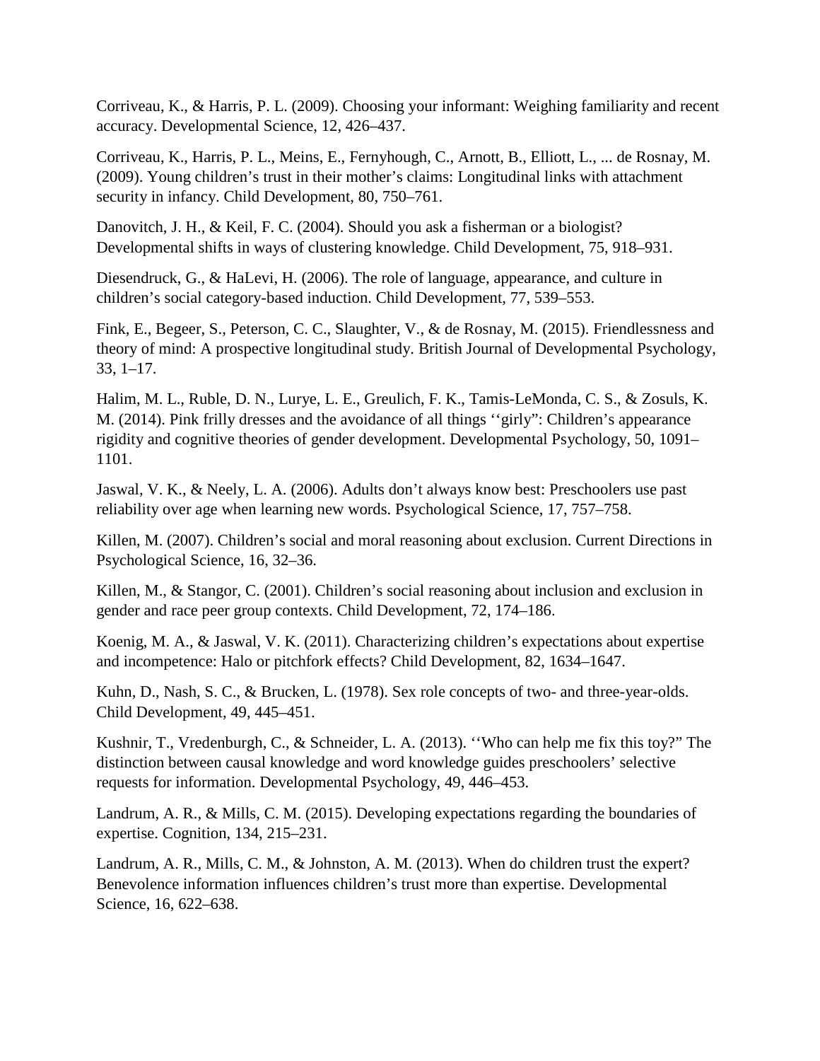Corriveau, K., & Harris, P. L. (2009). Choosing your informant: Weighing familiarity and recent accuracy. Developmental Science, 12, 426–437.

Corriveau, K., Harris, P. L., Meins, E., Fernyhough, C., Arnott, B., Elliott, L., ... de Rosnay, M. (2009). Young children's trust in their mother's claims: Longitudinal links with attachment security in infancy. Child Development, 80, 750–761.

Danovitch, J. H., & Keil, F. C. (2004). Should you ask a fisherman or a biologist? Developmental shifts in ways of clustering knowledge. Child Development, 75, 918–931.

Diesendruck, G., & HaLevi, H. (2006). The role of language, appearance, and culture in children's social category-based induction. Child Development, 77, 539–553.

Fink, E., Begeer, S., Peterson, C. C., Slaughter, V., & de Rosnay, M. (2015). Friendlessness and theory of mind: A prospective longitudinal study. British Journal of Developmental Psychology, 33, 1–17.

Halim, M. L., Ruble, D. N., Lurye, L. E., Greulich, F. K., Tamis-LeMonda, C. S., & Zosuls, K. M. (2014). Pink frilly dresses and the avoidance of all things ''girly": Children's appearance rigidity and cognitive theories of gender development. Developmental Psychology, 50, 1091–1101.

Jaswal, V. K., & Neely, L. A. (2006). Adults don't always know best: Preschoolers use past reliability over age when learning new words. Psychological Science, 17, 757–758.

Killen, M. (2007). Children's social and moral reasoning about exclusion. Current Directions in Psychological Science, 16, 32–36.

Killen, M., & Stangor, C. (2001). Children's social reasoning about inclusion and exclusion in gender and race peer group contexts. Child Development, 72, 174–186.

Koenig, M. A., & Jaswal, V. K. (2011). Characterizing children's expectations about expertise and incompetence: Halo or pitchfork effects? Child Development, 82, 1634–1647.

Kuhn, D., Nash, S. C., & Brucken, L. (1978). Sex role concepts of two- and three-year-olds. Child Development, 49, 445–451.

Kushnir, T., Vredenburgh, C., & Schneider, L. A. (2013). ''Who can help me fix this toy?" The distinction between causal knowledge and word knowledge guides preschoolers' selective requests for information. Developmental Psychology, 49, 446–453.

Landrum, A. R., & Mills, C. M. (2015). Developing expectations regarding the boundaries of expertise. Cognition, 134, 215–231.

Landrum, A. R., Mills, C. M., & Johnston, A. M. (2013). When do children trust the expert? Benevolence information influences children's trust more than expertise. Developmental Science, 16, 622–638.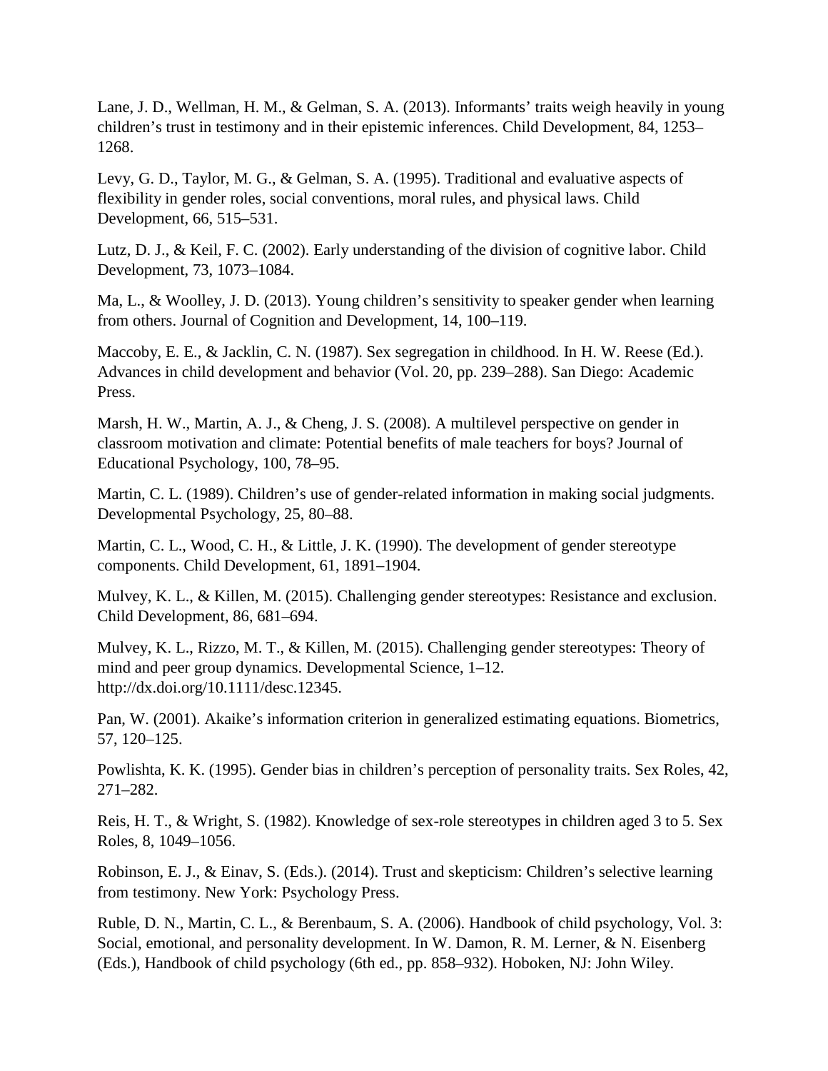Lane, J. D., Wellman, H. M., & Gelman, S. A. (2013). Informants' traits weigh heavily in young children's trust in testimony and in their epistemic inferences. Child Development, 84, 1253–1268.

Levy, G. D., Taylor, M. G., & Gelman, S. A. (1995). Traditional and evaluative aspects of flexibility in gender roles, social conventions, moral rules, and physical laws. Child Development, 66, 515–531.

Lutz, D. J., & Keil, F. C. (2002). Early understanding of the division of cognitive labor. Child Development, 73, 1073–1084.

Ma, L., & Woolley, J. D. (2013). Young children's sensitivity to speaker gender when learning from others. Journal of Cognition and Development, 14, 100–119.

Maccoby, E. E., & Jacklin, C. N. (1987). Sex segregation in childhood. In H. W. Reese (Ed.). Advances in child development and behavior (Vol. 20, pp. 239–288). San Diego: Academic Press.

Marsh, H. W., Martin, A. J., & Cheng, J. S. (2008). A multilevel perspective on gender in classroom motivation and climate: Potential benefits of male teachers for boys? Journal of Educational Psychology, 100, 78–95.

Martin, C. L. (1989). Children's use of gender-related information in making social judgments. Developmental Psychology, 25, 80–88.

Martin, C. L., Wood, C. H., & Little, J. K. (1990). The development of gender stereotype components. Child Development, 61, 1891–1904.

Mulvey, K. L., & Killen, M. (2015). Challenging gender stereotypes: Resistance and exclusion. Child Development, 86, 681–694.

Mulvey, K. L., Rizzo, M. T., & Killen, M. (2015). Challenging gender stereotypes: Theory of mind and peer group dynamics. Developmental Science, 1–12. http://dx.doi.org/10.1111/desc.12345.

Pan, W. (2001). Akaike's information criterion in generalized estimating equations. Biometrics, 57, 120–125.

Powlishta, K. K. (1995). Gender bias in children's perception of personality traits. Sex Roles, 42, 271–282.

Reis, H. T., & Wright, S. (1982). Knowledge of sex-role stereotypes in children aged 3 to 5. Sex Roles, 8, 1049–1056.

Robinson, E. J., & Einav, S. (Eds.). (2014). Trust and skepticism: Children's selective learning from testimony. New York: Psychology Press.

Ruble, D. N., Martin, C. L., & Berenbaum, S. A. (2006). Handbook of child psychology, Vol. 3: Social, emotional, and personality development. In W. Damon, R. M. Lerner, & N. Eisenberg (Eds.), Handbook of child psychology (6th ed., pp. 858–932). Hoboken, NJ: John Wiley.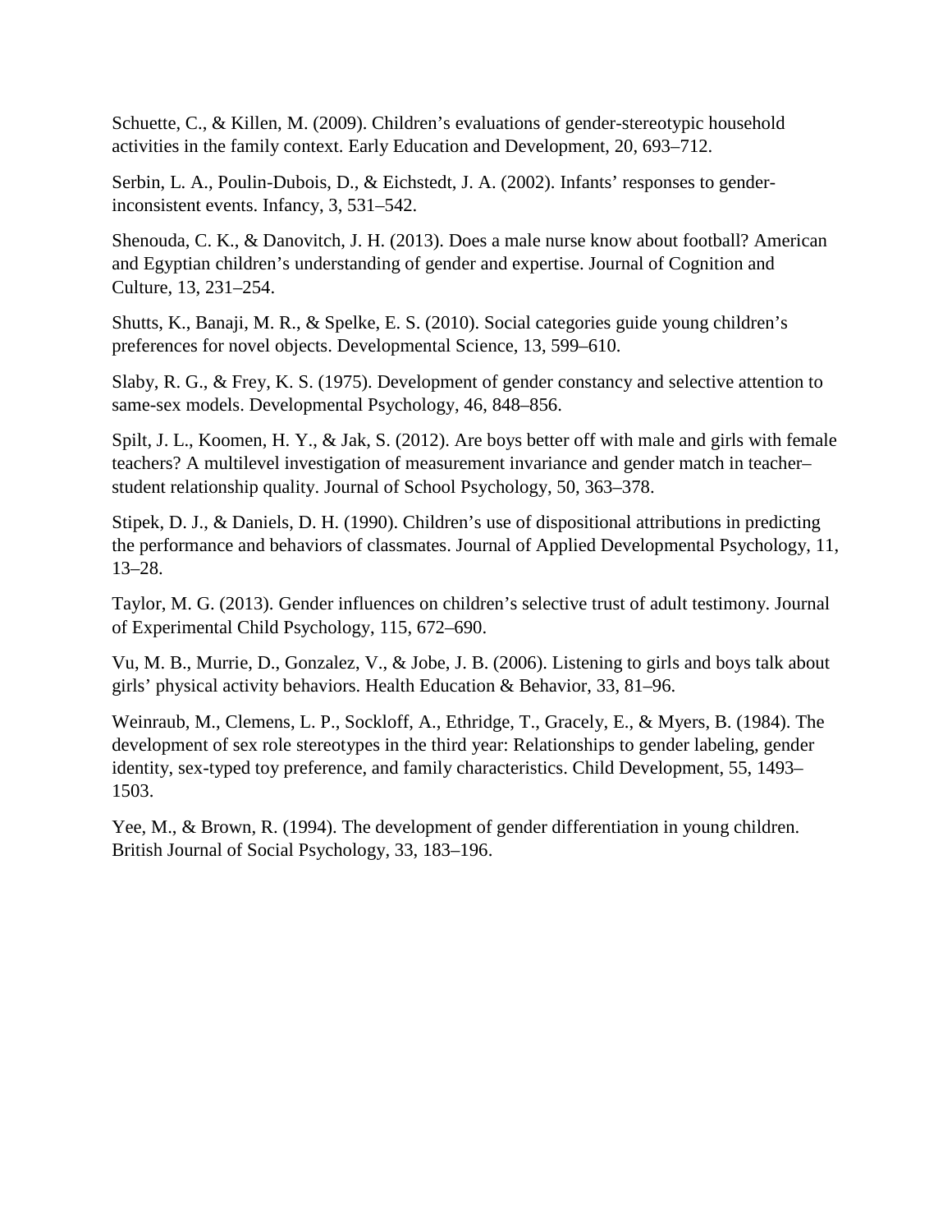Schuette, C., & Killen, M. (2009). Children's evaluations of gender-stereotypic household activities in the family context. Early Education and Development, 20, 693–712.

Serbin, L. A., Poulin-Dubois, D., & Eichstedt, J. A. (2002). Infants' responses to gender-inconsistent events. Infancy, 3, 531–542.

Shenouda, C. K., & Danovitch, J. H. (2013). Does a male nurse know about football? American and Egyptian children's understanding of gender and expertise. Journal of Cognition and Culture, 13, 231–254.

Shutts, K., Banaji, M. R., & Spelke, E. S. (2010). Social categories guide young children's preferences for novel objects. Developmental Science, 13, 599–610.

Slaby, R. G., & Frey, K. S. (1975). Development of gender constancy and selective attention to same-sex models. Developmental Psychology, 46, 848–856.

Spilt, J. L., Koomen, H. Y., & Jak, S. (2012). Are boys better off with male and girls with female teachers? A multilevel investigation of measurement invariance and gender match in teacher–student relationship quality. Journal of School Psychology, 50, 363–378.

Stipek, D. J., & Daniels, D. H. (1990). Children's use of dispositional attributions in predicting the performance and behaviors of classmates. Journal of Applied Developmental Psychology, 11, 13–28.

Taylor, M. G. (2013). Gender influences on children's selective trust of adult testimony. Journal of Experimental Child Psychology, 115, 672–690.

Vu, M. B., Murrie, D., Gonzalez, V., & Jobe, J. B. (2006). Listening to girls and boys talk about girls' physical activity behaviors. Health Education & Behavior, 33, 81–96.

Weinraub, M., Clemens, L. P., Sockloff, A., Ethridge, T., Gracely, E., & Myers, B. (1984). The development of sex role stereotypes in the third year: Relationships to gender labeling, gender identity, sex-typed toy preference, and family characteristics. Child Development, 55, 1493–1503.

Yee, M., & Brown, R. (1994). The development of gender differentiation in young children. British Journal of Social Psychology, 33, 183–196.